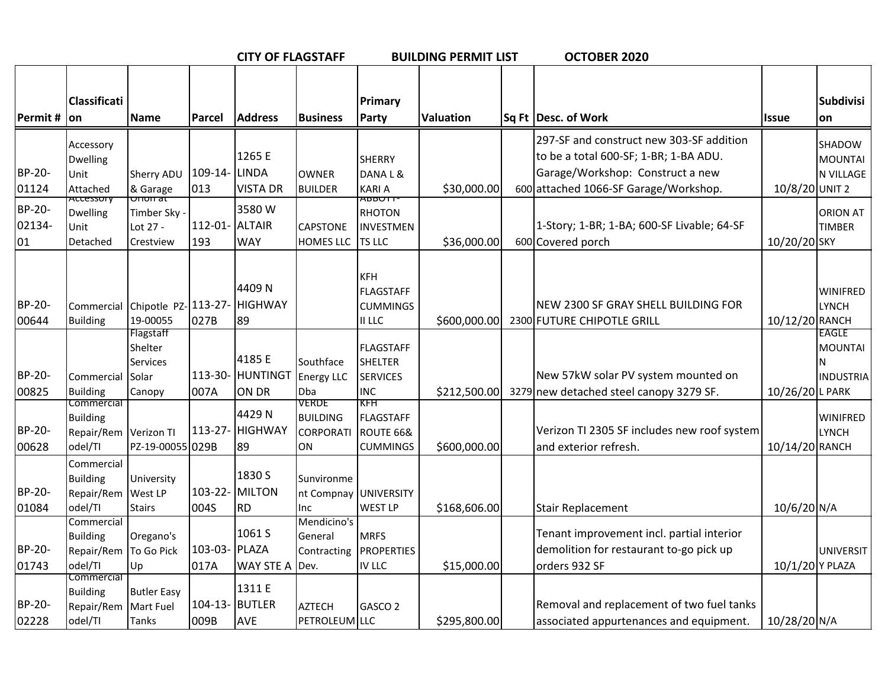**CITY OF FLAGSTAFF BUILDING PERMIT LIST OCTOBER 2020**

| Permit # | Classification | Name | Parcel | Address | Business | Primary Party | Valuation | Sq Ft | Desc. of Work | Issue | Subdivision |
|---|---|---|---|---|---|---|---|---|---|---|---|
| BP-20-01124 | Accessory Dwelling Unit Attached | Sherry ADU & Garage | 109-14-013 | 1265 E LINDA VISTA DR | OWNER BUILDER | SHERRY DANA L & KARI A | $30,000.00 | 600 | 297-SF and construct new 303-SF addition to be a total 600-SF; 1-BR; 1-BA ADU. Garage/Workshop: Construct a new attached 1066-SF Garage/Workshop. | 10/8/20 | SHADOW MOUNTAIN VILLAGE UNIT 2 |
| BP-20-02134-01 | Accessory Dwelling Unit Detached | Orion at Timber Sky - Lot 27 - Crestview | 112-01-193 | 3580 W ALTAIR WAY | CAPSTONE HOMES LLC | ABBOTT-RHOTON INVESTMENTS LLC | $36,000.00 | 600 | 1-Story; 1-BR; 1-BA; 600-SF Livable; 64-SF Covered porch | 10/20/20 | ORION AT TIMBER SKY |
| BP-20-00644 | Commercial Building | Chipotle PZ-19-00055 | 113-27-027B | 4409 N HIGHWAY 89 | | KFH FLAGSTAFF CUMMINGS II LLC | $600,000.00 | 2300 | NEW 2300 SF GRAY SHELL BUILDING FOR FUTURE CHIPOTLE GRILL | 10/12/20 | WINIFRED LYNCH RANCH |
| BP-20-00825 | Commercial Building | Flagstaff Shelter Services Solar Canopy | 113-30-007A | 4185 E HUNTINGTON DR | Southface Energy LLC Dba | FLAGSTAFF SHELTER SERVICES INC | $212,500.00 | 3279 | New 57kW solar PV system mounted on new detached steel canopy 3279 SF. | 10/26/20 | EAGLE MOUNTAIN INDUSTRIAL PARK |
| BP-20-00628 | Commercial Building Repair/Remodel/TI | Verizon TI PZ-19-00055 | 113-27-029B | 4429 N HIGHWAY 89 | VERDE BUILDING CORPORATION | KFH FLAGSTAFF ROUTE 66& CUMMINGS | $600,000.00 | | Verizon TI 2305 SF includes new roof system and exterior refresh. | 10/14/20 | WINIFRED LYNCH RANCH |
| BP-20-01084 | Commercial Building Repair/Remodel/TI | University West LP Stairs | 103-22-004S | 1830 S MILTON RD | Sunvironment Compnay Inc | UNIVERSITY WEST LP | $168,606.00 | | Stair Replacement | 10/6/20 | N/A |
| BP-20-01743 | Commercial Building Repair/Remodel/TI | Oregano's To Go Pick Up | 103-03-017A | 1061 S PLAZA WAY STE A | Mendicino's General Contracting Dev. | MRFS PROPERTIES IV LLC | $15,000.00 | | Tenant improvement incl. partial interior demolition for restaurant to-go pick up orders 932 SF | 10/1/20 | UNIVERSITY PLAZA |
| BP-20-02228 | Commercial Building Repair/Remodel/TI | Butler Easy Mart Fuel Tanks | 104-13-009B | 1311 E BUTLER AVE | AZTECH PETROLEUM | GASCO 2 LLC | $295,800.00 | | Removal and replacement of two fuel tanks associated appurtenances and equipment. | 10/28/20 | N/A |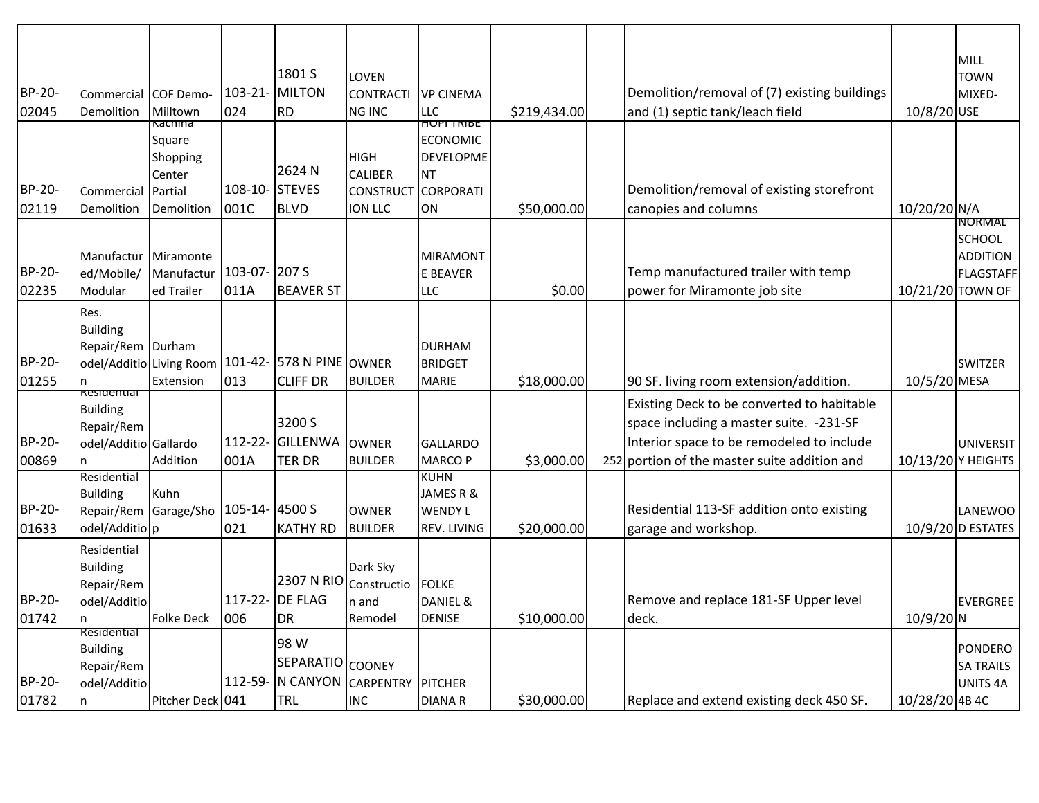| | | | | | | | | | | | |
|---|---|---|---|---|---|---|---|---|---|---|---|
| BP-20-02045 | Commercial Demolition | COF Demo-Milltown | 103-21-024 | 1801 S MILTON RD | LOVEN CONTRACTING INC | VP CINEMA LLC | $219,434.00 | | Demolition/removal of (7) existing buildings and (1) septic tank/leach field | 10/8/20 | MILL TOWN MIXED-USE |
| BP-20-02119 | Commercial Demolition | Kachina Square Shopping Center Partial Demolition | 108-10-001C | 2624 N STEVES BLVD | HIGH CALIBER CONSTRUCTION LLC | HOPI TRIBE ECONOMIC DEVELOPMENT CORPORATION | $50,000.00 | | Demolition/removal of existing storefront canopies and columns | 10/20/20 | N/A |
| BP-20-02235 | Manufactured/Mobile/Modular | Miramonte Manufactured Trailer | 103-07-011A | 207 S BEAVER ST | | MIRAMONTE BEAVER LLC | $0.00 | | Temp manufactured trailer with temp power for Miramonte job site | 10/21/20 | NORMAL SCHOOL ADDITION FLAGSTAFF TOWN OF |
| BP-20-01255 | Res. Building Repair/Remodel/Addition | Durham Living Room Extension | 101-42-013 | 578 N PINE CLIFF DR | OWNER BUILDER | DURHAM BRIDGET MARIE | $18,000.00 | | 90 SF. living room extension/addition. | 10/5/20 | SWITZER MESA |
| BP-20-00869 | Residential Building Repair/Remodel/Addition | Gallardo Addition | 112-22-001A | 3200 S GILLENWATER DR | OWNER BUILDER | GALLARDO MARCO P | $3,000.00 | 252 | Existing Deck to be converted to habitable space including a master suite. -231-SF Interior space to be remodeled to include portion of the master suite addition and | 10/13/20 | UNIVERSITY HEIGHTS |
| BP-20-01633 | Residential Building Repair/Remodel/Addition | Kuhn Garage/Shop | 105-14-021 | 4500 S KATHY RD | OWNER BUILDER | KUHN JAMES R & WENDY L REV. LIVING | $20,000.00 | | Residential 113-SF addition onto existing garage and workshop. | 10/9/20 | LANEWOOD ESTATES |
| BP-20-01742 | Residential Building Repair/Remodel/Addition | Folke Deck | 117-22-006 | 2307 N RIO DE FLAG DR | Dark Sky Construction and Remodel | FOLKE DANIEL & DENISE | $10,000.00 | | Remove and replace 181-SF Upper level deck. | 10/9/20 | EVERGREEN |
| BP-20-01782 | Residential Building Repair/Remodel/Addition | Pitcher Deck | 112-59-041 | 98 W SEPARATION CANYON TRL | COONEY CARPENTRY INC | PITCHER DIANA R | $30,000.00 | | Replace and extend existing deck 450 SF. | 10/28/20 | PONDEROSA TRAILS UNITS 4A 4B 4C |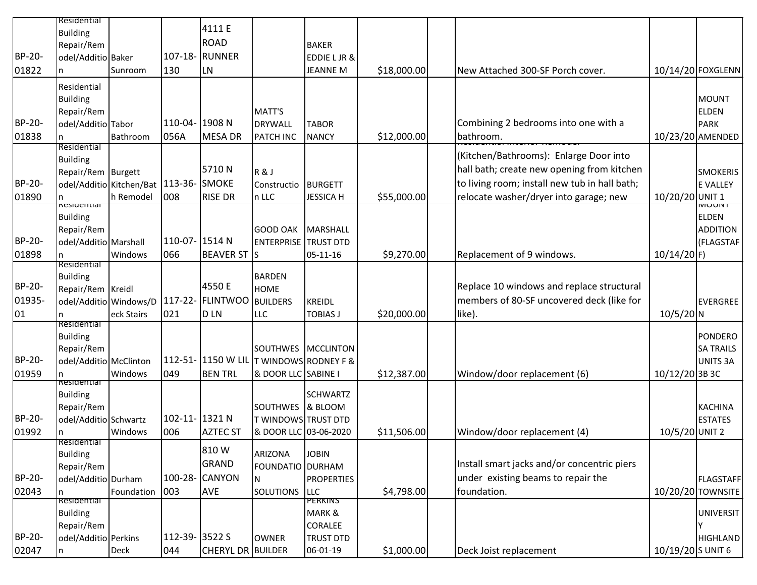| | | | | | | | | | | | |
|---|---|---|---|---|---|---|---|---|---|---|---|
| BP-20-01822 | Residential Building Repair/Remodel/Addition | Baker Sunroom | 107-18-130 | 4111 E ROAD RUNNER LN | | BAKER EDDIE L JR & JEANNE M | $18,000.00 | | New Attached 300-SF Porch cover. | 10/14/20 | FOXGLENN |
| BP-20-01838 | Residential Building Repair/Remodel/Addition | Tabor Bathroom | 110-04-056A | 1908 N MESA DR | MATT'S DRYWALL PATCH INC | TABOR NANCY | $12,000.00 | | Combining 2 bedrooms into one with a bathroom. | 10/23/20 | MOUNT ELDEN PARK AMENDED |
| BP-20-01890 | Residential Building Repair/Remodel/Addition | Burgett Kitchen/Bath Remodel | 113-36-008 | 5710 N SMOKE RISE DR | R & J Construction LLC | BURGETT JESSICA H | $55,000.00 | | Residential Interior Remodel (Kitchen/Bathrooms): Enlarge Door into hall bath; create new opening from kitchen to living room; install new tub in hall bath; relocate washer/dryer into garage; new | 10/20/20 | SMOKERISE VALLEY UNIT 1 |
| BP-20-01898 | Residential Building Repair/Remodel/Addition | Marshall Windows | 110-07-066 | 1514 N BEAVER ST | GOOD OAK ENTERPRISES | MARSHALL TRUST DTD 05-11-16 | $9,270.00 | | Replacement of 9 windows. | 10/14/20 | MOUNT ELDEN ADDITION (FLAGSTAFF) |
| BP-20-01935-01 | Residential Building Repair/Remodel/Addition | Kreidl Windows/Deck Stairs | 117-22-021 | 4550 E FLINTWOOD LN | BARDEN HOME BUILDERS LLC | KREIDL TOBIAS J | $20,000.00 | | Replace 10 windows and replace structural members of 80-SF uncovered deck (like for like). | 10/5/20 | EVERGREEN |
| BP-20-01959 | Residential Building Repair/Remodel/Addition | McClinton Windows | 112-51-049 | 1150 W LIL BEN TRL | SOUTHWEST WINDOWS & DOOR LLC | MCCLINTON RODNEY F & SABINE I | $12,387.00 | | Window/door replacement (6) | 10/12/20 | PONDEROSA TRAILS UNITS 3A 3B 3C |
| BP-20-01992 | Residential Building Repair/Remodel/Addition | Schwartz Windows | 102-11-006 | 1321 N AZTEC ST | SOUTHWEST WINDOWS & DOOR LLC | SCHWARTZ & BLOOM TRUST DTD 03-06-2020 | $11,506.00 | | Window/door replacement (4) | 10/5/20 | KACHINA ESTATES UNIT 2 |
| BP-20-02043 | Residential Building Repair/Remodel/Addition | Durham Foundation | 100-28-003 | 810 W GRAND CANYON AVE | ARIZONA FOUNDATION SOLUTIONS | JOBIN DURHAM PROPERTIES LLC | $4,798.00 | | Install smart jacks and/or concentric piers under existing beams to repair the foundation. | 10/20/20 | FLAGSTAFF TOWNSITE |
| BP-20-02047 | Residential Building Repair/Remodel/Addition | Perkins Deck | 112-39-044 | 3522 S CHERYL DR | OWNER BUILDER | PERKINS MARK & CORALEE TRUST DTD 06-01-19 | $1,000.00 | | Deck Joist replacement | 10/19/20 | UNIVERSITY HIGHLANDS UNIT 6 |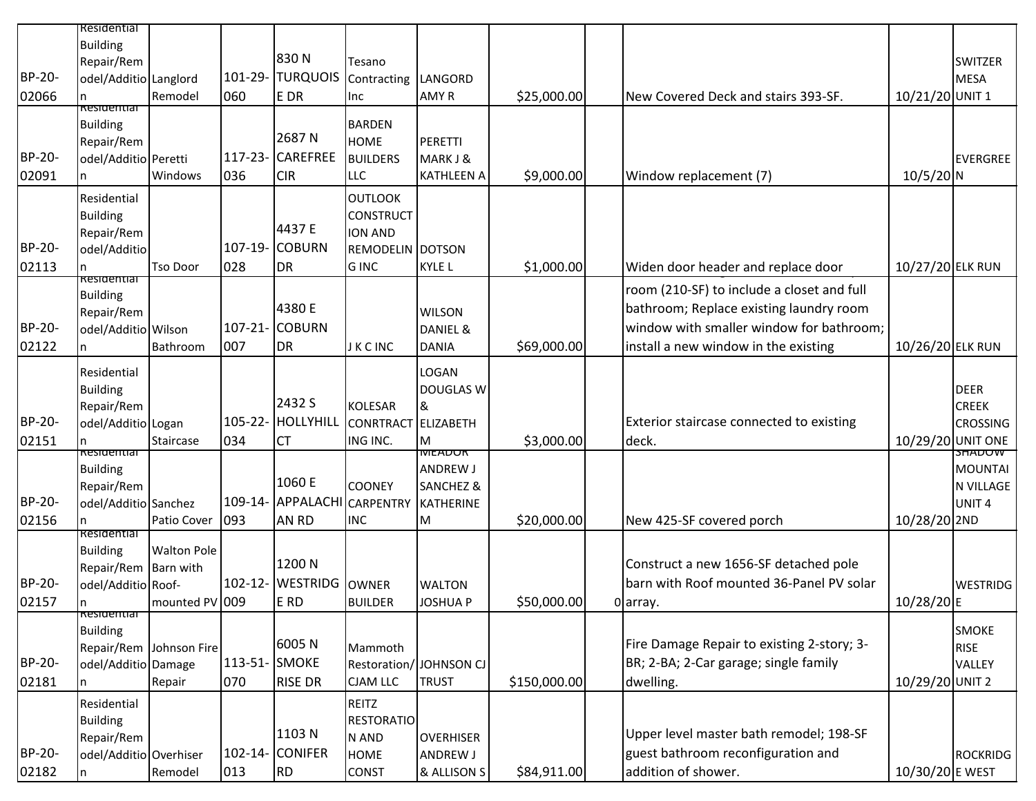| | | | | | | | | | | | |
|---|---|---|---|---|---|---|---|---|---|---|---|
| BP-20-02066 | Residential Building Repair/Remodel/Addition | Langlord Remodel | 101-29-060 | 830 N TURQUOISE DR | Tesano Contracting Inc | LANGORD AMY R | $25,000.00 | | New Covered Deck and stairs 393-SF. | 10/21/20 | SWITZER MESA UNIT 1 |
| BP-20-02091 | Residential Building Repair/Remodel/Addition | Peretti Windows | 117-23-036 | 2687 N CAREFREE CIR | BARDEN HOME BUILDERS LLC | PERETTI MARK J & KATHLEEN A | $9,000.00 | | Window replacement (7) | 10/5/20 | EVERGREEN |
| BP-20-02113 | Residential Building Repair/Remodel/Addition | Tso Door | 107-19-028 | 4437 E COBURN DR | OUTLOOK CONSTRUCTION AND REMODELING INC | DOTSON KYLE L | $1,000.00 | | Widen door header and replace door | 10/27/20 | ELK RUN |
| BP-20-02122 | Residential Building Repair/Remodel/Addition | Wilson Bathroom | 107-21-007 | 4380 E COBURN DR | J K C INC | WILSON DANIEL & DANIA | $69,000.00 | | room (210-SF) to include a closet and full bathroom; Replace existing laundry room window with smaller window for bathroom; install a new window in the existing | 10/26/20 | ELK RUN |
| BP-20-02151 | Residential Building Repair/Remodel/Addition | Logan Staircase | 105-22-034 | 2432 S HOLLYHILL CT | KOLESAR CONRTRACTING INC. | LOGAN DOUGLAS W & ELIZABETH M | $3,000.00 | | Exterior staircase connected to existing deck. | 10/29/20 | DEER CREEK CROSSING UNIT ONE |
| BP-20-02156 | Residential Building Repair/Remodel/Addition | Sanchez Patio Cover | 109-14-093 | 1060 E APPALACHIAN RD | COONEY CARPENTRY INC | MEADOR ANDREW J SANCHEZ & KATHERINE M | $20,000.00 | | New 425-SF covered porch | 10/28/20 | SHADOW MOUNTAIN VILLAGE UNIT 4 2ND |
| BP-20-02157 | Residential Building Repair/Remodel/Addition | Walton Pole Barn with Roof-mounted PV | 102-12-009 | 1200 N WESTRIDGE RD | OWNER BUILDER | WALTON JOSHUA P | $50,000.00 | 0 | Construct a new 1656-SF detached pole barn with Roof mounted 36-Panel PV solar array. | 10/28/20 | WESTRIDGE |
| BP-20-02181 | Residential Building Repair/Remodel/Addition | Johnson Fire Damage Repair | 113-51-070 | 6005 N SMOKE RISE DR | Mammoth Restoration/CJAM LLC | JOHNSON CJ TRUST | $150,000.00 | | Fire Damage Repair to existing 2-story; 3-BR; 2-BA; 2-Car garage; single family dwelling. | 10/29/20 | SMOKE RISE VALLEY UNIT 2 |
| BP-20-02182 | Residential Building Repair/Remodel/Addition | Overhiser Remodel | 102-14-013 | 1103 N CONIFER RD | REITZ RESTORATION AND HOME CONST | OVERHISER ANDREW J & ALLISON S | $84,911.00 | | Upper level master bath remodel; 198-SF guest bathroom reconfiguration and addition of shower. | 10/30/20 | ROCKRIDGE WEST |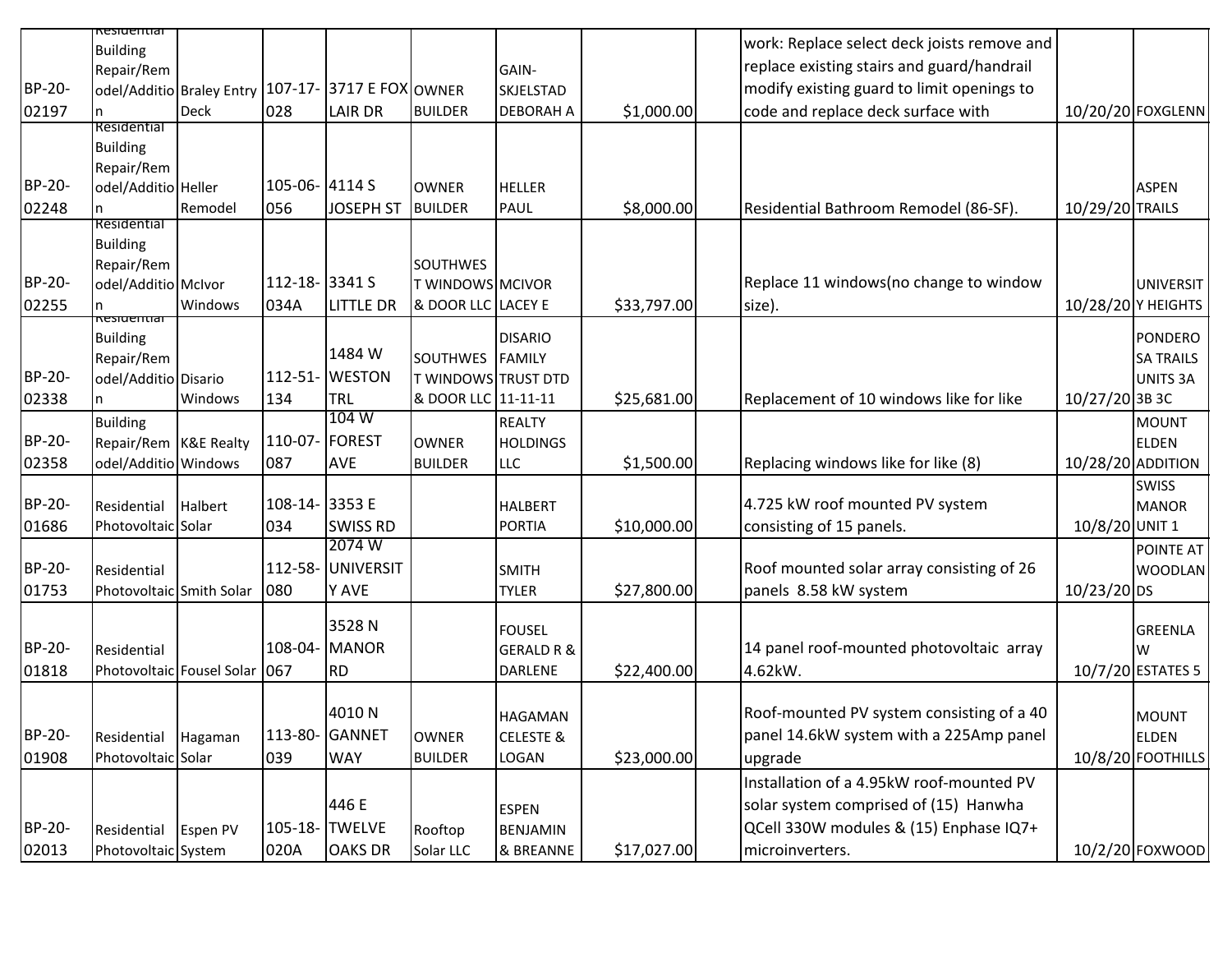| | | | | | | | | | | | |
|---|---|---|---|---|---|---|---|---|---|---|---|
| BP-20-02197 | Residential Building Repair/Remodel/Addition | Braley Entry Deck | 107-17-028 | 3717 E FOX LAIR DR | OWNER BUILDER | GAIN-SKJELSTAD DEBORAH A | $1,000.00 | | work: Replace select deck joists remove and replace existing stairs and guard/handrail modify existing guard to limit openings to code and replace deck surface with | 10/20/20 | FOXGLENN |
| BP-20-02248 | Residential Building Repair/Remodel/Addition | Heller Remodel | 105-06-056 | 4114 S JOSEPH ST | OWNER BUILDER | HELLER PAUL | $8,000.00 | | Residential Bathroom Remodel (86-SF). | 10/29/20 | ASPEN TRAILS |
| BP-20-02255 | Residential Building Repair/Remodel/Addition | McIvor Windows | 112-18-034A | 3341 S LITTLE DR | SOUTHWEST WINDOWS & DOOR LLC | MCIVOR LACEY E | $33,797.00 | | Replace 11 windows(no change to window size). | 10/28/20 | UNIVERSITY HEIGHTS |
| BP-20-02338 | Residential Building Repair/Remodel/Addition | Disario Windows | 112-51-134 | 1484 W WESTON TRL | SOUTHWEST WINDOWS & DOOR LLC | DISARIO FAMILY TRUST DTD 11-11-11 | $25,681.00 | | Replacement of 10 windows like for like | 10/27/20 | PONDEROSA TRAILS UNITS 3A 3B 3C |
| BP-20-02358 | Building Repair/Remodel/Addition | K&E Realty Windows | 110-07-087 | 104 W FOREST AVE | OWNER BUILDER | REALTY HOLDINGS LLC | $1,500.00 | | Replacing windows like for like (8) | 10/28/20 | MOUNT ELDEN ADDITION |
| BP-20-01686 | Residential Photovoltaic | Halbert Solar | 108-14-034 | 3353 E SWISS RD | | HALBERT PORTIA | $10,000.00 | | 4.725 kW roof mounted PV system consisting of 15 panels. | 10/8/20 | SWISS MANOR UNIT 1 |
| BP-20-01753 | Residential Photovoltaic | Smith Solar | 112-58-080 | 2074 W UNIVERSITY AVE | | SMITH TYLER | $27,800.00 | | Roof mounted solar array consisting of 26 panels 8.58 kW system | 10/23/20 | POINTE AT WOODLANDS |
| BP-20-01818 | Residential Photovoltaic | Fousel Solar | 108-04-067 | 3528 N MANOR RD | | FOUSEL GERALD R & DARLENE | $22,400.00 | | 14 panel roof-mounted photovoltaic array 4.62kW. | 10/7/20 | GREENLAW ESTATES 5 |
| BP-20-01908 | Residential Photovoltaic | Hagaman Solar | 113-80-039 | 4010 N GANNET WAY | OWNER BUILDER | HAGAMAN CELESTE & LOGAN | $23,000.00 | | Roof-mounted PV system consisting of a 40 panel 14.6kW system with a 225Amp panel upgrade | 10/8/20 | MOUNT ELDEN FOOTHILLS |
| BP-20-02013 | Residential Photovoltaic | Espen PV System | 105-18-020A | 446 E TWELVE OAKS DR | Rooftop Solar LLC | ESPEN BENJAMIN & BREANNE | $17,027.00 | | Installation of a 4.95kW roof-mounted PV solar system comprised of (15) Hanwha QCell 330W modules & (15) Enphase IQ7+ microinverters. | 10/2/20 | FOXWOOD |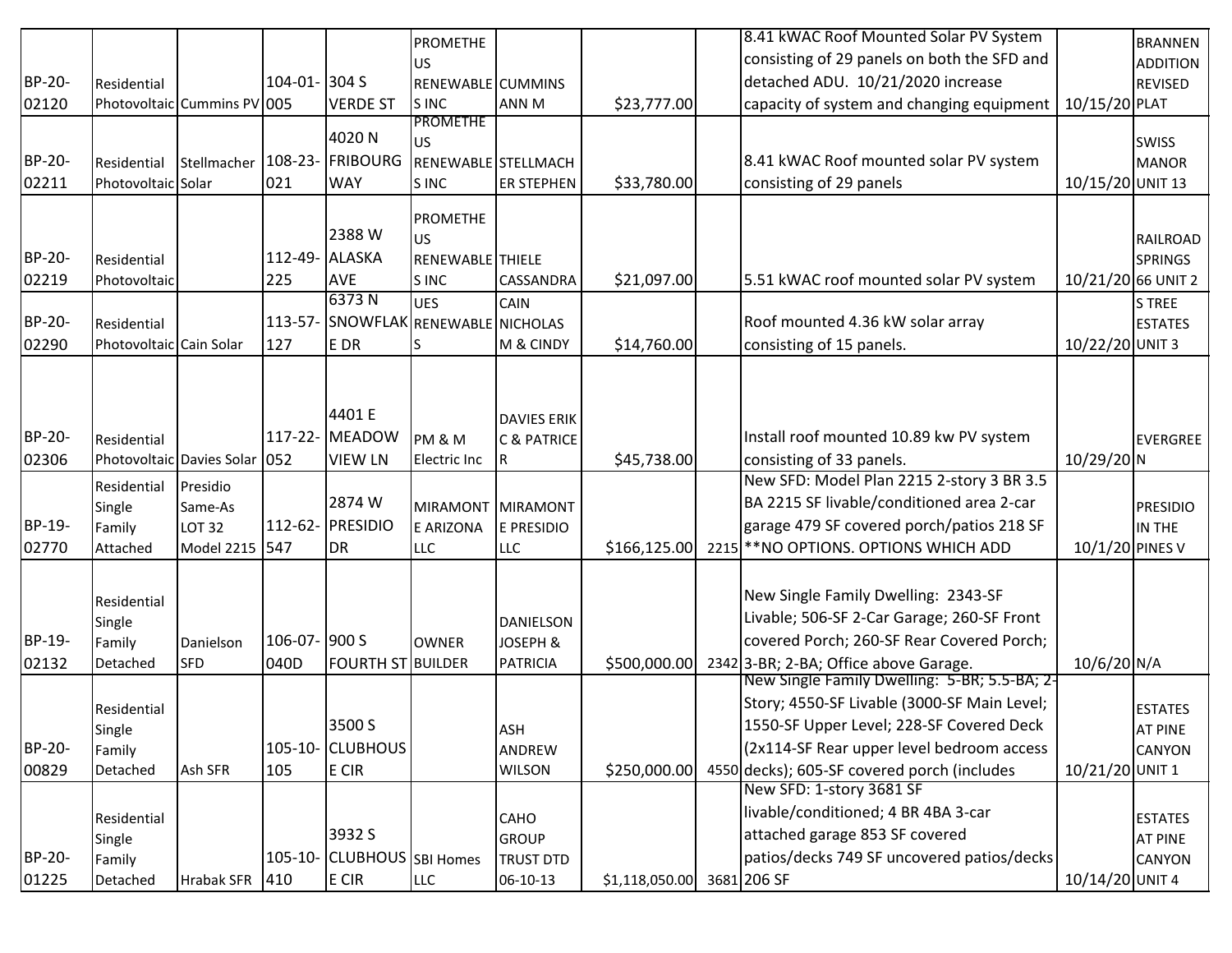| | | | | | | | | | | | |
|---|---|---|---|---|---|---|---|---|---|---|---|
| BP-20-02120 | Residential Photovoltaic | Cummins PV | 104-01-005 | 304 S VERDE ST | PROMETHEUS RENEWABLES INC | CUMMINS ANN M | $23,777.00 | | 8.41 kWAC Roof Mounted Solar PV System consisting of 29 panels on both the SFD and detached ADU. 10/21/2020 increase capacity of system and changing equipment | 10/15/20 | BRANNEN ADDITION REVISED PLAT |
| BP-20-02211 | Residential Photovoltaic | Stellmacher Solar | 108-23-021 | 4020 N FRIBOURG WAY | PROMETHEUS RENEWABLES INC | STELLMACHER STEPHEN | $33,780.00 | | 8.41 kWAC Roof mounted solar PV system consisting of 29 panels | 10/15/20 | SWISS MANOR UNIT 13 |
| BP-20-02219 | Residential Photovoltaic | | 112-49-225 | 2388 W ALASKA AVE | PROMETHEUS RENEWABLES INC | THIELE CASSANDRA | $21,097.00 | | 5.51 kWAC roof mounted solar PV system | 10/21/20 | RAILROAD SPRINGS 66 UNIT 2 |
| BP-20-02290 | Residential Photovoltaic | Cain Solar | 113-57-127 | 6373 N SNOWFLAKE DR | UES RENEWABLES | CAIN NICHOLAS M & CINDY | $14,760.00 | | Roof mounted 4.36 kW solar array consisting of 15 panels. | 10/22/20 | S TREE ESTATES UNIT 3 |
| BP-20-02306 | Residential Photovoltaic | Davies Solar | 117-22-052 | 4401 E MEADOW VIEW LN | PM & M Electric Inc | DAVIES ERIK C & PATRICE R | $45,738.00 | | Install roof mounted 10.89 kw PV system consisting of 33 panels. | 10/29/20 | EVERGREEN |
| BP-19-02770 | Residential Single Family Attached | Presidio Same-As LOT 32 Model 2215 | 112-62-547 | 2874 W PRESIDIO DR | MIRAMONTE ARIZONA LLC | MIRAMONTE PRESIDIO LLC | $166,125.00 | 2215 | New SFD: Model Plan 2215 2-story 3 BR 3.5 BA 2215 SF livable/conditioned area 2-car garage 479 SF covered porch/patios 218 SF **NO OPTIONS. OPTIONS WHICH ADD | 10/1/20 | PRESIDIO IN THE PINES V |
| BP-19-02132 | Residential Single Family Detached | Danielson SFD | 106-07-040D | 900 S FOURTH ST | OWNER BUILDER | DANIELSON JOSEPH & PATRICIA | $500,000.00 | 2342 | New Single Family Dwelling: 2343-SF Livable; 506-SF 2-Car Garage; 260-SF Front covered Porch; 260-SF Rear Covered Porch; 3-BR; 2-BA; Office above Garage. | 10/6/20 | N/A |
| BP-20-00829 | Residential Single Family Detached | Ash SFR | 105-10-105 | 3500 S CLUBHOUSE CIR | | ASH ANDREW WILSON | $250,000.00 | 4550 | New Single Family Dwelling: 5-BR; 5.5-BA; 2-Story; 4550-SF Livable (3000-SF Main Level; 1550-SF Upper Level; 228-SF Covered Deck (2x114-SF Rear upper level bedroom access decks); 605-SF covered porch (includes | 10/21/20 | ESTATES AT PINE CANYON UNIT 1 |
| BP-20-01225 | Residential Single Family Detached | Hrabak SFR | 105-10-410 | 3932 S CLUBHOUSE CIR | SBI Homes LLC | CAHO GROUP TRUST DTD 06-10-13 | $1,118,050.00 | 3681 | New SFD: 1-story 3681 SF livable/conditioned; 4 BR 4BA 3-car attached garage 853 SF covered patios/decks 749 SF uncovered patios/decks 206 SF | 10/14/20 | ESTATES AT PINE CANYON UNIT 4 |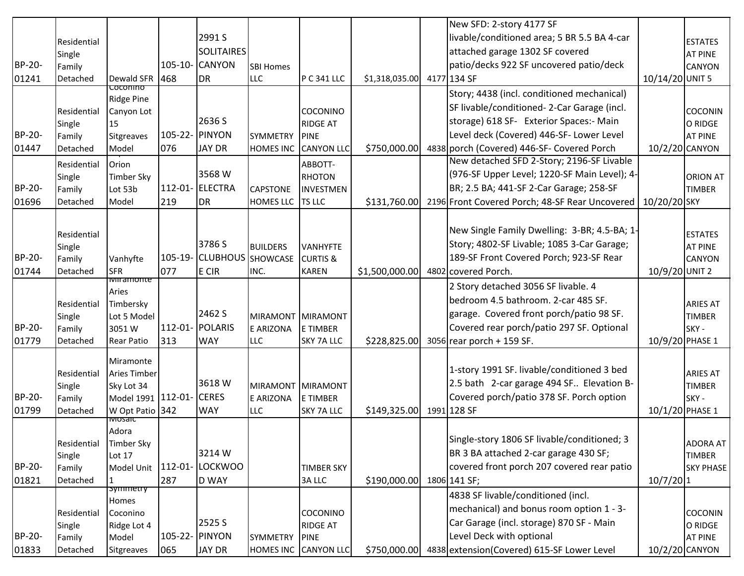| | | | | | | | | | | | |
|---|---|---|---|---|---|---|---|---|---|---|---|
| BP-20-01241 | Residential Single Family Detached | Dewald SFR | 105-10-468 | 2991 S SOLITAIRES CANYON DR | SBI Homes LLC | P C 341 LLC | $1,318,035.00 | 4177 | New SFD: 2-story 4177 SF livable/conditioned area; 5 BR 5.5 BA 4-car attached garage 1302 SF covered patio/decks 922 SF uncovered patio/deck 134 SF | 10/14/20 | ESTATES AT PINE CANYON UNIT 5 |
| BP-20-01447 | Residential Single Family Detached | Coconino Ridge Pine Canyon Lot 15 Sitgreaves Model | 105-22-076 | 2636 S PINYON JAY DR | SYMMETRY HOMES INC | COCONINO RIDGE AT PINE CANYON LLC | $750,000.00 | 4838 | Story; 4438 (incl. conditioned mechanical) SF livable/conditioned- 2-Car Garage (incl. storage) 618 SF- Exterior Spaces:- Main Level deck (Covered) 446-SF- Lower Level porch (Covered) 446-SF- Covered Porch | 10/2/20 | COCONINO RIDGE AT PINE CANYON |
| BP-20-01696 | Residential Single Family Detached | Orion Timber Sky Lot 53b Model | 112-01-219 | 3568 W ELECTRA DR | CAPSTONE HOMES LLC | ABBOTT-RHOTON INVESTMENTS LLC | $131,760.00 | 2196 | New detached SFD 2-Story; 2196-SF Livable (976-SF Upper Level; 1220-SF Main Level); 4-BR; 2.5 BA; 441-SF 2-Car Garage; 258-SF Front Covered Porch; 48-SF Rear Uncovered | 10/20/20 | ORION AT TIMBER SKY |
| BP-20-01744 | Residential Single Family Detached | Vanhyfte SFR | 105-19-077 | 3786 S CLUBHOUSE CIR | BUILDERS SHOWCASE INC. | VANHYFTE CURTIS & KAREN | $1,500,000.00 | 4802 | New Single Family Dwelling: 3-BR; 4.5-BA; 1-Story; 4802-SF Livable; 1085 3-Car Garage; 189-SF Front Covered Porch; 923-SF Rear covered Porch. | 10/9/20 | ESTATES AT PINE CANYON UNIT 2 |
| BP-20-01779 | Residential Single Family Detached | Miramonte Aries Timbersky Lot 5 Model 3051 W Rear Patio | 112-01-313 | 2462 S POLARIS WAY | MIRAMONTE ARIZONA LLC | MIRAMONTE TIMBER SKY 7A LLC | $228,825.00 | 3056 | 2 Story detached 3056 SF livable. 4 bedroom 4.5 bathroom. 2-car 485 SF. garage. Covered front porch/patio 98 SF. Covered rear porch/patio 297 SF. Optional rear porch + 159 SF. | 10/9/20 | ARIES AT TIMBER SKY - PHASE 1 |
| BP-20-01799 | Residential Single Family Detached | Miramonte Aries Timber Sky Lot 34 Model 1991 W Opt Patio | 112-01-342 | 3618 W CERES WAY | MIRAMONTE ARIZONA LLC | MIRAMONTE TIMBER SKY 7A LLC | $149,325.00 | 1991 | 1-story 1991 SF. livable/conditioned 3 bed 2.5 bath 2-car garage 494 SF.. Elevation B-Covered porch/patio 378 SF. Porch option 128 SF | 10/1/20 | ARIES AT TIMBER SKY - PHASE 1 |
| BP-20-01821 | Residential Single Family Detached | Mosaic Adora Timber Sky Lot 17 Model Unit 1 | 112-01-287 | 3214 W LOCKWOOD WAY | | TIMBER SKY 3A LLC | $190,000.00 | 1806 | Single-story 1806 SF livable/conditioned; 3 BR 3 BA attached 2-car garage 430 SF; covered front porch 207 covered rear patio 141 SF; | 10/7/20 | ADORA AT TIMBER SKY PHASE 1 |
| BP-20-01833 | Residential Single Family Detached | Symmetry Homes Coconino Ridge Lot 4 Model Sitgreaves | 105-22-065 | 2525 S PINYON JAY DR | SYMMETRY HOMES INC | COCONINO RIDGE AT PINE CANYON LLC | $750,000.00 | 4838 | 4838 SF livable/conditioned (incl. mechanical) and bonus room option 1 - 3-Car Garage (incl. storage) 870 SF - Main Level Deck with optional extension(Covered) 615-SF Lower Level | 10/2/20 | COCONINO RIDGE AT PINE CANYON |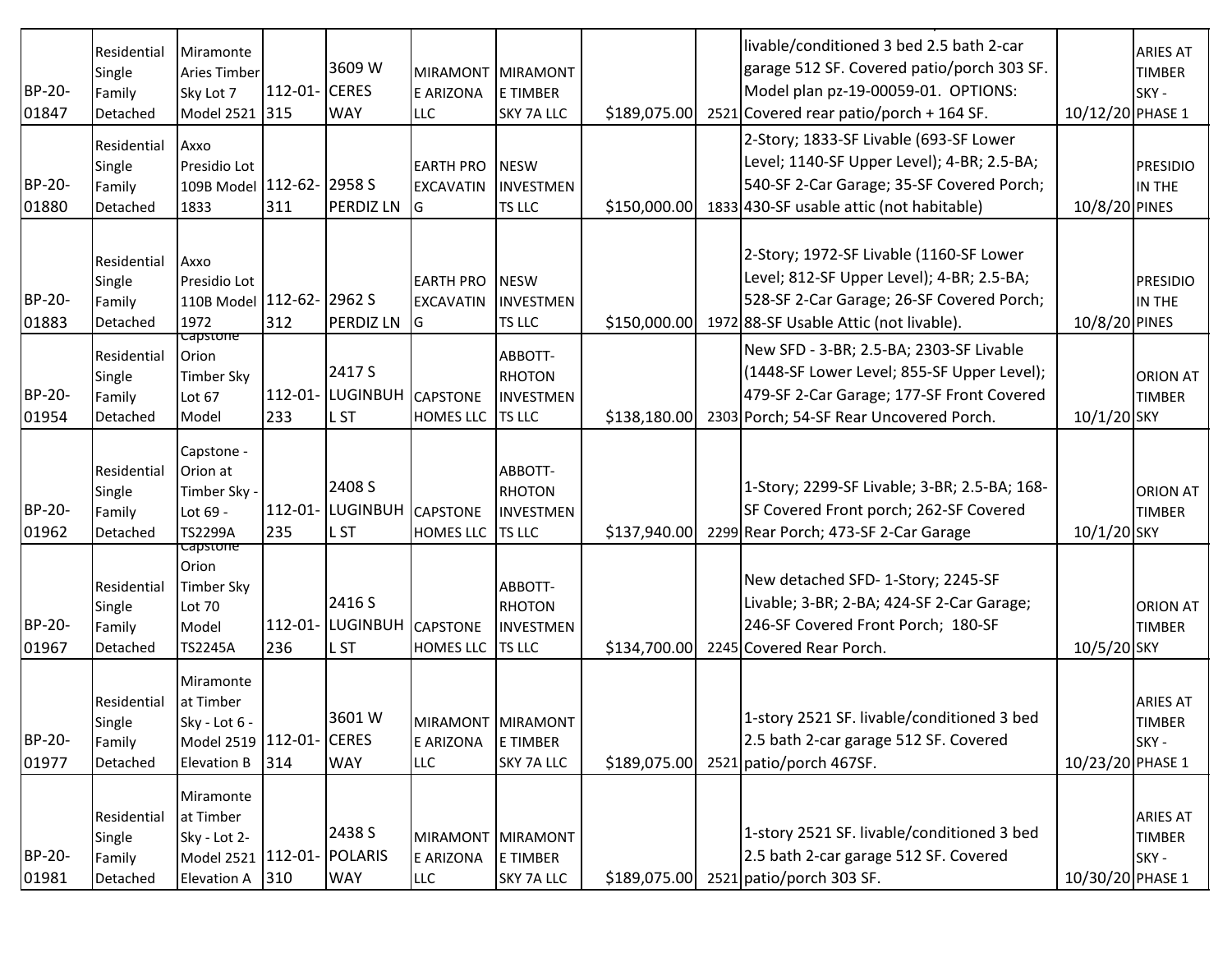| BP-20-01847 | Residential Single Family Detached | Miramonte Aries Timber Sky Lot 7 Model 2521 | 112-01-315 | 3609 W CERES WAY | MIRAMONTE ARIZONA LLC | MIRAMONTE TIMBER SKY 7A LLC | $189,075.00 | 2521 | livable/conditioned 3 bed 2.5 bath 2-car garage 512 SF. Covered patio/porch 303 SF. Model plan pz-19-00059-01. OPTIONS: Covered rear patio/porch + 164 SF. | 10/12/20 | ARIES AT TIMBER SKY - PHASE 1 |
|---|---|---|---|---|---|---|---|---|---|---|---|
| BP-20-01880 | Residential Single Family Detached | Axxo Presidio Lot 109B Model 1833 | 112-62-311 | 2958 S PERDIZ LN | EARTH PRO EXCAVATING | NESW INVESTMENTS LLC | $150,000.00 | 1833 | 2-Story; 1833-SF Livable (693-SF Lower Level; 1140-SF Upper Level); 4-BR; 2.5-BA; 540-SF 2-Car Garage; 35-SF Covered Porch; 430-SF usable attic (not habitable) | 10/8/20 | PRESIDIO IN THE PINES |
| BP-20-01883 | Residential Single Family Detached | Axxo Presidio Lot 110B Model 1972 | 112-62-312 | 2962 S PERDIZ LN | EARTH PRO EXCAVATING | NESW INVESTMENTS LLC | $150,000.00 | 1972 | 2-Story; 1972-SF Livable (1160-SF Lower Level; 812-SF Upper Level); 4-BR; 2.5-BA; 528-SF 2-Car Garage; 26-SF Covered Porch; 88-SF Usable Attic (not livable). | 10/8/20 | PRESIDIO IN THE PINES |
| BP-20-01954 | Residential Single Family Detached | Capstone Orion Timber Sky Lot 67 Model | 112-01-233 | 2417 S LUGINBUHL ST | CAPSTONE HOMES LLC | ABBOTT-RHOTON INVESTMENTS LLC | $138,180.00 | 2303 | New SFD - 3-BR; 2.5-BA; 2303-SF Livable (1448-SF Lower Level; 855-SF Upper Level); 479-SF 2-Car Garage; 177-SF Front Covered Porch; 54-SF Rear Uncovered Porch. | 10/1/20 | ORION AT TIMBER SKY |
| BP-20-01962 | Residential Single Family Detached | Capstone - Orion at Timber Sky - Lot 69 - TS2299A | 112-01-235 | 2408 S LUGINBUHL ST | CAPSTONE HOMES LLC | ABBOTT-RHOTON INVESTMENTS LLC | $137,940.00 | 2299 | 1-Story; 2299-SF Livable; 3-BR; 2.5-BA; 168-SF Covered Front porch; 262-SF Covered Rear Porch; 473-SF 2-Car Garage | 10/1/20 | ORION AT TIMBER SKY |
| BP-20-01967 | Residential Single Family Detached | Capstone Orion Timber Sky Lot 70 Model TS2245A | 112-01-236 | 2416 S LUGINBUHL ST | CAPSTONE HOMES LLC | ABBOTT-RHOTON INVESTMENTS LLC | $134,700.00 | 2245 | New detached SFD- 1-Story; 2245-SF Livable; 3-BR; 2-BA; 424-SF 2-Car Garage; 246-SF Covered Front Porch; 180-SF Covered Rear Porch. | 10/5/20 | ORION AT TIMBER SKY |
| BP-20-01977 | Residential Single Family Detached | Miramonte at Timber Sky - Lot 6 - Model 2519 Elevation B | 112-01-314 | 3601 W CERES WAY | MIRAMONTE ARIZONA LLC | MIRAMONTE TIMBER SKY 7A LLC | $189,075.00 | 2521 | 1-story 2521 SF. livable/conditioned 3 bed 2.5 bath 2-car garage 512 SF. Covered patio/porch 467SF. | 10/23/20 | ARIES AT TIMBER SKY - PHASE 1 |
| BP-20-01981 | Residential Single Family Detached | Miramonte at Timber Sky - Lot 2- Model 2521 Elevation A | 112-01-310 | 2438 S POLARIS WAY | MIRAMONTE ARIZONA LLC | MIRAMONTE TIMBER SKY 7A LLC | $189,075.00 | 2521 | 1-story 2521 SF. livable/conditioned 3 bed 2.5 bath 2-car garage 512 SF. Covered patio/porch 303 SF. | 10/30/20 | ARIES AT TIMBER SKY - PHASE 1 |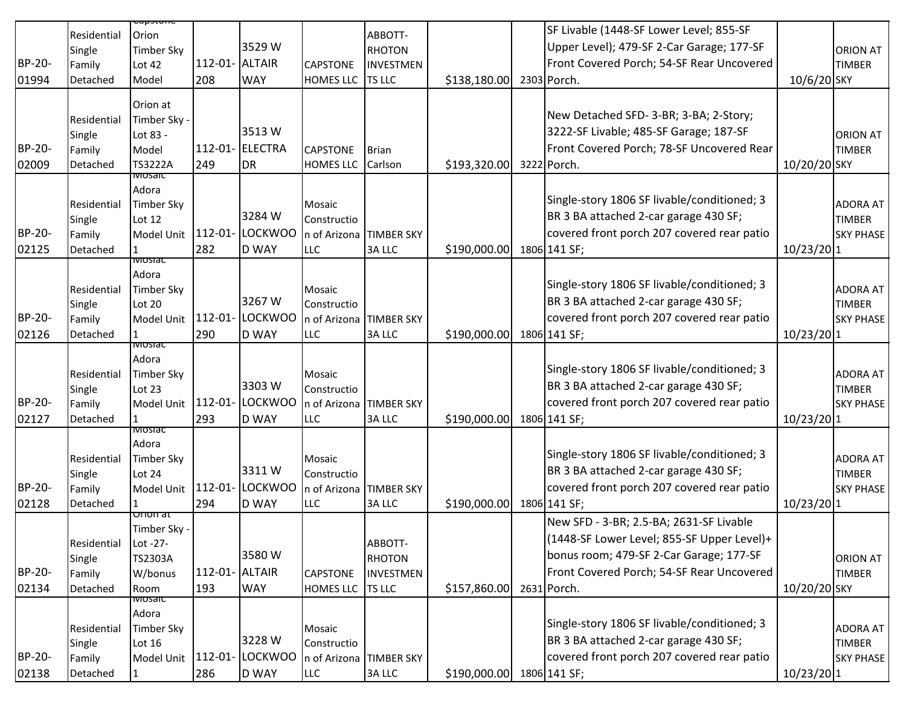| BP-20-01994 | Residential Single Family Detached | Capstone Orion Timber Sky Lot 42 Model | 112-01-208 | 3529 W ALTAIR WAY | CAPSTONE HOMES LLC | ABBOTT-RHOTON INVESTMENTS LLC | $138,180.00 | 2303 | SF Livable (1448-SF Lower Level; 855-SF Upper Level); 479-SF 2-Car Garage; 177-SF Front Covered Porch; 54-SF Rear Uncovered Porch. | 10/6/20 | ORION AT TIMBER SKY |
|---|---|---|---|---|---|---|---|---|---|---|---|
| BP-20-02009 | Residential Single Family Detached | Orion at Timber Sky - Lot 83 - Model TS3222A | 112-01-249 | 3513 W ELECTRA DR | CAPSTONE HOMES LLC | Brian Carlson | $193,320.00 | 3222 | New Detached SFD- 3-BR; 3-BA; 2-Story; 3222-SF Livable; 485-SF Garage; 187-SF Front Covered Porch; 78-SF Uncovered Rear Porch. | 10/20/20 | ORION AT TIMBER SKY |
| BP-20-02125 | Residential Single Family Detached | Mosiac Adora Timber Sky Lot 12 Model Unit 1 | 112-01-282 | 3284 W LOCKWOOD WAY | Mosaic Construction of Arizona LLC | TIMBER SKY 3A LLC | $190,000.00 | 1806 | Single-story 1806 SF livable/conditioned; 3 BR 3 BA attached 2-car garage 430 SF; covered front porch 207 covered rear patio 141 SF; | 10/23/20 | ADORA AT TIMBER SKY PHASE 1 |
| BP-20-02126 | Residential Single Family Detached | Mosiac Adora Timber Sky Lot 20 Model Unit 1 | 112-01-290 | 3267 W LOCKWOOD WAY | Mosaic Construction of Arizona LLC | TIMBER SKY 3A LLC | $190,000.00 | 1806 | Single-story 1806 SF livable/conditioned; 3 BR 3 BA attached 2-car garage 430 SF; covered front porch 207 covered rear patio 141 SF; | 10/23/20 | ADORA AT TIMBER SKY PHASE 1 |
| BP-20-02127 | Residential Single Family Detached | Mosiac Adora Timber Sky Lot 23 Model Unit 1 | 112-01-293 | 3303 W LOCKWOOD WAY | Mosaic Construction of Arizona LLC | TIMBER SKY 3A LLC | $190,000.00 | 1806 | Single-story 1806 SF livable/conditioned; 3 BR 3 BA attached 2-car garage 430 SF; covered front porch 207 covered rear patio 141 SF; | 10/23/20 | ADORA AT TIMBER SKY PHASE 1 |
| BP-20-02128 | Residential Single Family Detached | Mosiac Adora Timber Sky Lot 24 Model Unit 1 | 112-01-294 | 3311 W LOCKWOOD WAY | Mosaic Construction of Arizona LLC | TIMBER SKY 3A LLC | $190,000.00 | 1806 | Single-story 1806 SF livable/conditioned; 3 BR 3 BA attached 2-car garage 430 SF; covered front porch 207 covered rear patio 141 SF; | 10/23/20 | ADORA AT TIMBER SKY PHASE 1 |
| BP-20-02134 | Residential Single Family Detached | Orion at Timber Sky - Lot -27- TS2303A W/bonus Room | 112-01-193 | 3580 W ALTAIR WAY | CAPSTONE HOMES LLC | ABBOTT-RHOTON INVESTMENTS LLC | $157,860.00 | 2631 | New SFD - 3-BR; 2.5-BA; 2631-SF Livable (1448-SF Lower Level; 855-SF Upper Level)+ bonus room; 479-SF 2-Car Garage; 177-SF Front Covered Porch; 54-SF Rear Uncovered Porch. | 10/20/20 | ORION AT TIMBER SKY |
| BP-20-02138 | Residential Single Family Detached | Mosiac Adora Timber Sky Lot 16 Model Unit 1 | 112-01-286 | 3228 W LOCKWOOD WAY | Mosaic Construction of Arizona LLC | TIMBER SKY 3A LLC | $190,000.00 | 1806 | Single-story 1806 SF livable/conditioned; 3 BR 3 BA attached 2-car garage 430 SF; covered front porch 207 covered rear patio 141 SF; | 10/23/20 | ADORA AT TIMBER SKY PHASE 1 |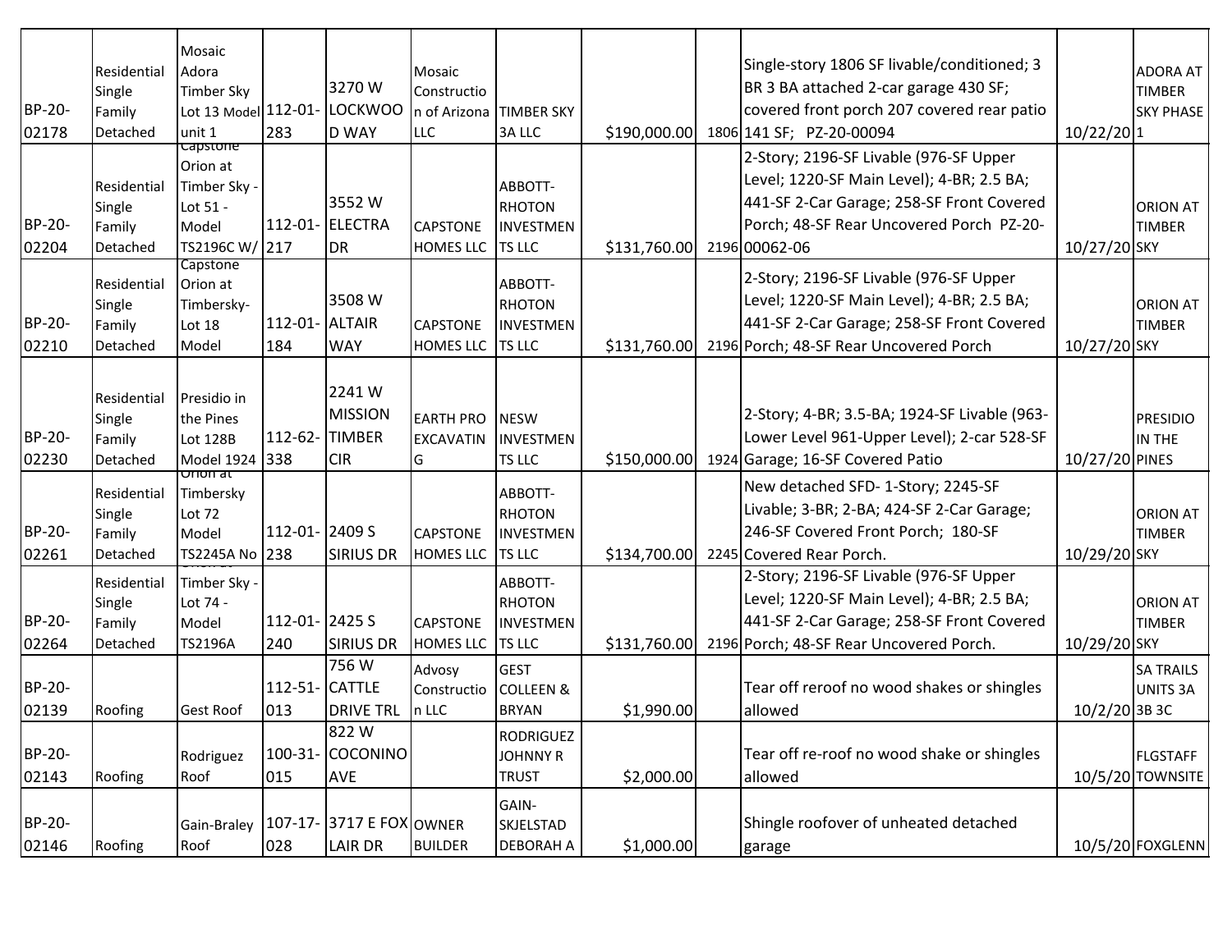| | | | | | | | | | | | |
|---|---|---|---|---|---|---|---|---|---|---|---|
| BP-20-02178 | Residential Single Family Detached | Mosaic Adora Timber Sky Lot 13 Model unit 1 | 112-01-283 | 3270 W LOCKWOOD WAY | Mosaic Construction of Arizona LLC | TIMBER SKY 3A LLC | $190,000.00 | 1806 | Single-story 1806 SF livable/conditioned; 3 BR 3 BA attached 2-car garage 430 SF; covered front porch 207 covered rear patio 141 SF; PZ-20-00094 | 10/22/20 | ADORA AT TIMBER SKY PHASE 1 |
| BP-20-02204 | Residential Single Family Detached | Capstone Orion at Timber Sky - Lot 51 - Model TS2196C W/ | 112-01-217 | 3552 W ELECTRA DR | CAPSTONE HOMES LLC | ABBOTT-RHOTON INVESTMENTS LLC | $131,760.00 | 2196 | 2-Story; 2196-SF Livable (976-SF Upper Level; 1220-SF Main Level); 4-BR; 2.5 BA; 441-SF 2-Car Garage; 258-SF Front Covered Porch; 48-SF Rear Uncovered Porch PZ-20-00062-06 | 10/27/20 | ORION AT TIMBER SKY |
| BP-20-02210 | Residential Single Family Detached | Capstone Orion at Timbersky-Lot 18 Model | 112-01-184 | 3508 W ALTAIR WAY | CAPSTONE HOMES LLC | ABBOTT-RHOTON INVESTMENTS LLC | $131,760.00 | 2196 | 2-Story; 2196-SF Livable (976-SF Upper Level; 1220-SF Main Level); 4-BR; 2.5 BA; 441-SF 2-Car Garage; 258-SF Front Covered Porch; 48-SF Rear Uncovered Porch | 10/27/20 | ORION AT TIMBER SKY |
| BP-20-02230 | Residential Single Family Detached | Presidio in the Pines Lot 128B Model 1924 | 112-62-338 | 2241 W MISSION TIMBER CIR | EARTH PRO EXCAVATING | NESW INVESTMENTS LLC | $150,000.00 | 1924 | 2-Story; 4-BR; 3.5-BA; 1924-SF Livable (963-Lower Level 961-Upper Level); 2-car 528-SF Garage; 16-SF Covered Patio | 10/27/20 | PRESIDIO IN THE PINES |
| BP-20-02261 | Residential Single Family Detached | Orion at Timbersky Lot 72 Model TS2245A No | 112-01-238 | 2409 S SIRIUS DR | CAPSTONE HOMES LLC | ABBOTT-RHOTON INVESTMENTS LLC | $134,700.00 | 2245 | New detached SFD- 1-Story; 2245-SF Livable; 3-BR; 2-BA; 424-SF 2-Car Garage; 246-SF Covered Front Porch; 180-SF Covered Rear Porch. | 10/29/20 | ORION AT TIMBER SKY |
| BP-20-02264 | Residential Single Family Detached | Timber Sky - Lot 74 - Model TS2196A | 112-01-240 | 2425 S SIRIUS DR | CAPSTONE HOMES LLC | ABBOTT-RHOTON INVESTMENTS LLC | $131,760.00 | 2196 | 2-Story; 2196-SF Livable (976-SF Upper Level; 1220-SF Main Level); 4-BR; 2.5 BA; 441-SF 2-Car Garage; 258-SF Front Covered Porch; 48-SF Rear Uncovered Porch. | 10/29/20 | ORION AT TIMBER SKY |
| BP-20-02139 | Roofing | Gest Roof | 112-51-013 | 756 W CATTLE DRIVE TRL | Advosy Construction LLC | GEST COLLEEN & BRYAN | $1,990.00 | | Tear off reroof no wood shakes or shingles allowed | 10/2/20 | SA TRAILS UNITS 3A 3B 3C |
| BP-20-02143 | Roofing | Rodriguez Roof | 100-31-015 | 822 W COCONINO AVE | | RODRIGUEZ JOHNNY R TRUST | $2,000.00 | | Tear off re-roof no wood shake or shingles allowed | 10/5/20 | FLGSTAFF TOWNSITE |
| BP-20-02146 | Roofing | Gain-Braley Roof | 107-17-028 | 3717 E FOX LAIR DR | OWNER BUILDER | GAIN-SKJELSTAD DEBORAH A | $1,000.00 | | Shingle roofover of unheated detached garage | 10/5/20 | FOXGLENN |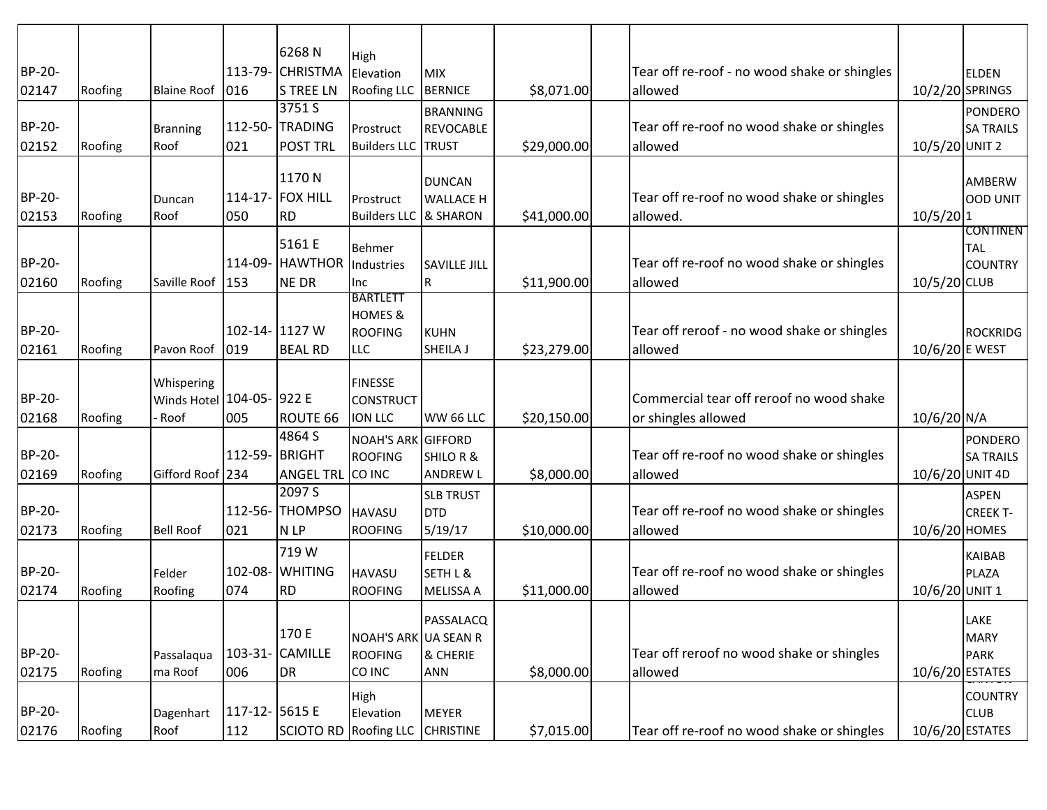| | | | | | | | | | | | |
|---|---|---|---|---|---|---|---|---|---|---|---|
| BP-20-02147 | Roofing | Blaine Roof | 113-79-016 | 6268 N CHRISTMAS TREE LN | High Elevation Roofing LLC | MIX BERNICE | $8,071.00 | | Tear off re-roof - no wood shake or shingles allowed | 10/2/20 | ELDEN SPRINGS |
| BP-20-02152 | Roofing | Branning Roof | 112-50-021 | 3751 S TRADING POST TRL | Prostruct Builders LLC | BRANNING REVOCABLE TRUST | $29,000.00 | | Tear off re-roof no wood shake or shingles allowed | 10/5/20 | PONDEROSA TRAILS UNIT 2 |
| BP-20-02153 | Roofing | Duncan Roof | 114-17-050 | 1170 N FOX HILL RD | Prostruct Builders LLC | DUNCAN WALLACE H & SHARON | $41,000.00 | | Tear off re-roof no wood shake or shingles allowed. | 10/5/20 | AMBERWOOD UNIT 1 |
| BP-20-02160 | Roofing | Saville Roof | 114-09-153 | 5161 E HAWTHORNE DR | Behmer Industries Inc | SAVILLE JILL R | $11,900.00 | | Tear off re-roof no wood shake or shingles allowed | 10/5/20 | CONTINENTAL COUNTRY CLUB |
| BP-20-02161 | Roofing | Pavon Roof | 102-14-019 | 1127 W BEAL RD | BARTLETT HOMES & ROOFING LLC | KUHN SHEILA J | $23,279.00 | | Tear off reroof - no wood shake or shingles allowed | 10/6/20 | ROCKRIDGE WEST |
| BP-20-02168 | Roofing | Whispering Winds Hotel - Roof | 104-05-005 | 922 E ROUTE 66 | FINESSE CONSTRUCTION LLC | WW 66 LLC | $20,150.00 | | Commercial tear off reroof no wood shake or shingles allowed | 10/6/20 | N/A |
| BP-20-02169 | Roofing | Gifford Roof | 112-59-234 | 4864 S BRIGHT ANGEL TRL | NOAH'S ARK ROOFING CO INC | GIFFORD SHILO R & ANDREW L | $8,000.00 | | Tear off re-roof no wood shake or shingles allowed | 10/6/20 | PONDEROSA TRAILS UNIT 4D |
| BP-20-02173 | Roofing | Bell Roof | 112-56-021 | 2097 S THOMPSON LP | HAVASU ROOFING | SLB TRUST DTD 5/19/17 | $10,000.00 | | Tear off re-roof no wood shake or shingles allowed | 10/6/20 | ASPEN CREEK T-HOMES |
| BP-20-02174 | Roofing | Felder Roofing | 102-08-074 | 719 W WHITING RD | HAVASU ROOFING | FELDER SETH L & MELISSA A | $11,000.00 | | Tear off re-roof no wood shake or shingles allowed | 10/6/20 | KAIBAB PLAZA UNIT 1 |
| BP-20-02175 | Roofing | Passalaquama Roof | 103-31-006 | 170 E CAMILLE DR | NOAH'S ARK ROOFING CO INC | PASSALACQUA SEAN R & CHERIE ANN | $8,000.00 | | Tear off reroof no wood shake or shingles allowed | 10/6/20 | LAKE MARY PARK ESTATES |
| BP-20-02176 | Roofing | Dagenhart Roof | 117-12-112 | 5615 E SCIOTO RD | High Elevation Roofing LLC | MEYER CHRISTINE | $7,015.00 | | Tear off re-roof no wood shake or shingles | 10/6/20 | COUNTRY CLUB ESTATES |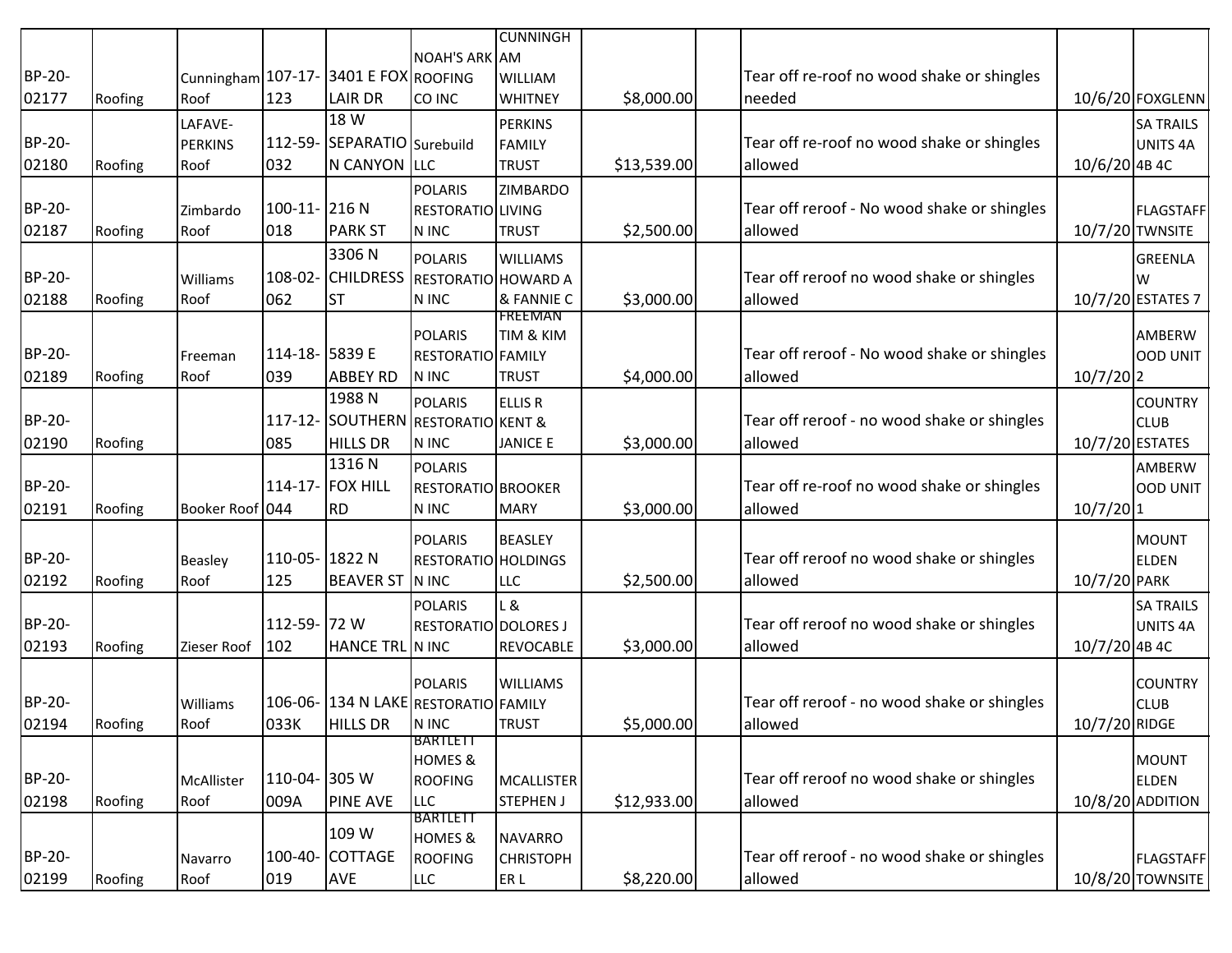| | | | | | | | | | | | | |
|---|---|---|---|---|---|---|---|---|---|---|---|---|
| BP-20-02177 | Roofing | Cunningham Roof | 107-17-123 | 3401 E FOX LAIR DR | NOAH'S ARK ROOFING CO INC | CUNNINGHAM WILLIAM WHITNEY | $8,000.00 | | Tear off re-roof no wood shake or shingles needed | 10/6/20 | FOXGLENN |
| BP-20-02180 | Roofing | LAFAVE-PERKINS Roof | 112-59-032 | 18 W SEPARATION CANYON | Surebuild LLC | PERKINS FAMILY TRUST | $13,539.00 | | Tear off re-roof no wood shake or shingles allowed | 10/6/20 | SA TRAILS UNITS 4A 4B 4C |
| BP-20-02187 | Roofing | Zimbardo Roof | 100-11-018 | 216 N PARK ST | POLARIS RESTORATION INC | ZIMBARDO LIVING TRUST | $2,500.00 | | Tear off reroof - No wood shake or shingles allowed | 10/7/20 | FLAGSTAFF TWNSITE |
| BP-20-02188 | Roofing | Williams Roof | 108-02-062 | 3306 N CHILDRESS ST | POLARIS RESTORATION INC | WILLIAMS HOWARD A & FANNIE C | $3,000.00 | | Tear off reroof no wood shake or shingles allowed | 10/7/20 | GREENLAW ESTATES 7 |
| BP-20-02189 | Roofing | Freeman Roof | 114-18-039 | 5839 E ABBEY RD | POLARIS RESTORATION INC | FREEMAN TIM & KIM FAMILY TRUST | $4,000.00 | | Tear off reroof - No wood shake or shingles allowed | 10/7/20 | AMBERWOOD UNIT 2 |
| BP-20-02190 | Roofing | | 117-12-085 | 1988 N SOUTHERN HILLS DR | POLARIS RESTORATION INC | ELLIS R KENT & JANICE E | $3,000.00 | | Tear off reroof - no wood shake or shingles allowed | 10/7/20 | COUNTRY CLUB ESTATES |
| BP-20-02191 | Roofing | Booker Roof | 114-17-044 | 1316 N FOX HILL RD | POLARIS RESTORATION INC | BROOKER MARY | $3,000.00 | | Tear off re-roof no wood shake or shingles allowed | 10/7/20 | AMBERWOOD UNIT 1 |
| BP-20-02192 | Roofing | Beasley Roof | 110-05-125 | 1822 N BEAVER ST | POLARIS RESTORATION INC | BEASLEY HOLDINGS LLC | $2,500.00 | | Tear off reroof no wood shake or shingles allowed | 10/7/20 | MOUNT ELDEN PARK |
| BP-20-02193 | Roofing | Zieser Roof | 112-59-102 | 72 W HANCE TRL | POLARIS RESTORATION INC | L & DOLORES J REVOCABLE | $3,000.00 | | Tear off reroof no wood shake or shingles allowed | 10/7/20 | SA TRAILS UNITS 4A 4B 4C |
| BP-20-02194 | Roofing | Williams Roof | 106-06-033K | 134 N LAKE HILLS DR | POLARIS RESTORATION INC | WILLIAMS FAMILY TRUST | $5,000.00 | | Tear off reroof - no wood shake or shingles allowed | 10/7/20 | COUNTRY CLUB RIDGE |
| BP-20-02198 | Roofing | McAllister Roof | 110-04-009A | 305 W PINE AVE | BARTLETT HOMES & ROOFING LLC | MCALLISTER STEPHEN J | $12,933.00 | | Tear off reroof no wood shake or shingles allowed | 10/8/20 | MOUNT ELDEN ADDITION |
| BP-20-02199 | Roofing | Navarro Roof | 100-40-019 | 109 W COTTAGE AVE | BARTLETT HOMES & ROOFING LLC | NAVARRO CHRISTOPHER L | $8,220.00 | | Tear off reroof - no wood shake or shingles allowed | 10/8/20 | FLAGSTAFF TOWNSITE |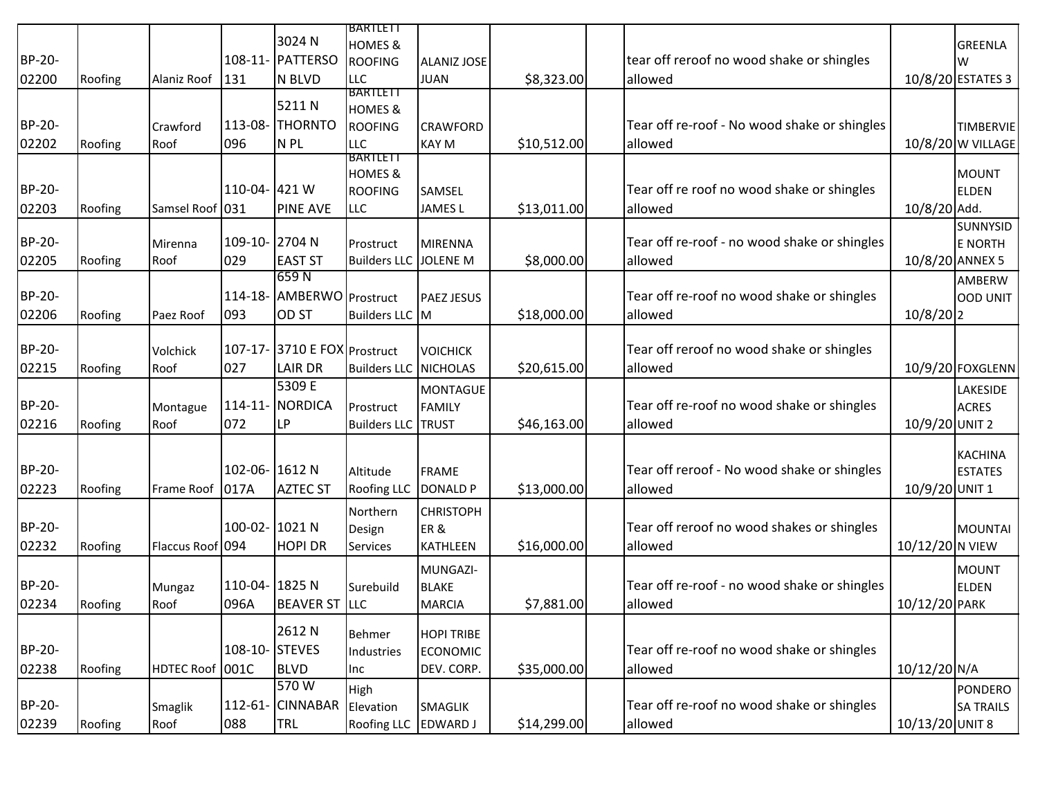| | | | | | | | | | | | |
|---|---|---|---|---|---|---|---|---|---|---|---|
| BP-20-02200 | Roofing | Alaniz Roof | 108-11-131 | 3024 N PATTERSON BLVD | BARTLETT HOMES & ROOFING LLC | ALANIZ JOSE JUAN | $8,323.00 | | tear off reroof no wood shake or shingles allowed | 10/8/20 | GREENLAW ESTATES 3 |
| BP-20-02202 | Roofing | Crawford Roof | 113-08-096 | 5211 N THORNTON PL | BARTLETT HOMES & ROOFING LLC | CRAWFORD KAY M | $10,512.00 | | Tear off re-roof - No wood shake or shingles allowed | 10/8/20 | TIMBERVIEW VILLAGE |
| BP-20-02203 | Roofing | Samsel Roof | 110-04-031 | 421 W PINE AVE | BARTLETT HOMES & ROOFING LLC | SAMSEL JAMES L | $13,011.00 | | Tear off re roof no wood shake or shingles allowed | 10/8/20 | MOUNT ELDEN Add. |
| BP-20-02205 | Roofing | Mirenna Roof | 109-10-029 | 2704 N EAST ST | Prostruct Builders LLC | MIRENNA JOLENE M | $8,000.00 | | Tear off re-roof - no wood shake or shingles allowed | 10/8/20 | SUNNYSIDE NORTH ANNEX 5 |
| BP-20-02206 | Roofing | Paez Roof | 114-18-093 | 659 N AMBERWOOD ST | Prostruct Builders LLC | PAEZ JESUS M | $18,000.00 | | Tear off re-roof no wood shake or shingles allowed | 10/8/20 | AMBERWOOD UNIT 2 |
| BP-20-02215 | Roofing | Volchick Roof | 107-17-027 | 3710 E FOX LAIR DR | Prostruct Builders LLC | VOICHICK NICHOLAS | $20,615.00 | | Tear off reroof no wood shake or shingles allowed | 10/9/20 | FOXGLENN |
| BP-20-02216 | Roofing | Montague Roof | 114-11-072 | 5309 E NORDICA LP | Prostruct Builders LLC | MONTAGUE FAMILY TRUST | $46,163.00 | | Tear off re-roof no wood shake or shingles allowed | 10/9/20 | LAKESIDE ACRES UNIT 2 |
| BP-20-02223 | Roofing | Frame Roof | 102-06-017A | 1612 N AZTEC ST | Altitude Roofing LLC | FRAME DONALD P | $13,000.00 | | Tear off reroof - No wood shake or shingles allowed | 10/9/20 | KACHINA ESTATES UNIT 1 |
| BP-20-02232 | Roofing | Flaccus Roof | 100-02-094 | 1021 N HOPI DR | Northern Design Services | CHRISTOPHER & KATHLEEN | $16,000.00 | | Tear off reroof no wood shakes or shingles allowed | 10/12/20 | MOUNTAIN VIEW |
| BP-20-02234 | Roofing | Mungaz Roof | 110-04-096A | 1825 N BEAVER ST | Surebuild LLC | MUNGAZI-BLAKE MARCIA | $7,881.00 | | Tear off re-roof - no wood shake or shingles allowed | 10/12/20 | MOUNT ELDEN PARK |
| BP-20-02238 | Roofing | HDTEC Roof | 108-10-001C | 2612 N STEVES BLVD | Behmer Industries Inc | HOPI TRIBE ECONOMIC DEV. CORP. | $35,000.00 | | Tear off re-roof no wood shake or shingles allowed | 10/12/20 | N/A |
| BP-20-02239 | Roofing | Smaglik Roof | 112-61-088 | 570 W CINNABAR TRL | High Elevation Roofing LLC | SMAGLIK EDWARD J | $14,299.00 | | Tear off re-roof no wood shake or shingles allowed | 10/13/20 | PONDEROSA TRAILS UNIT 8 |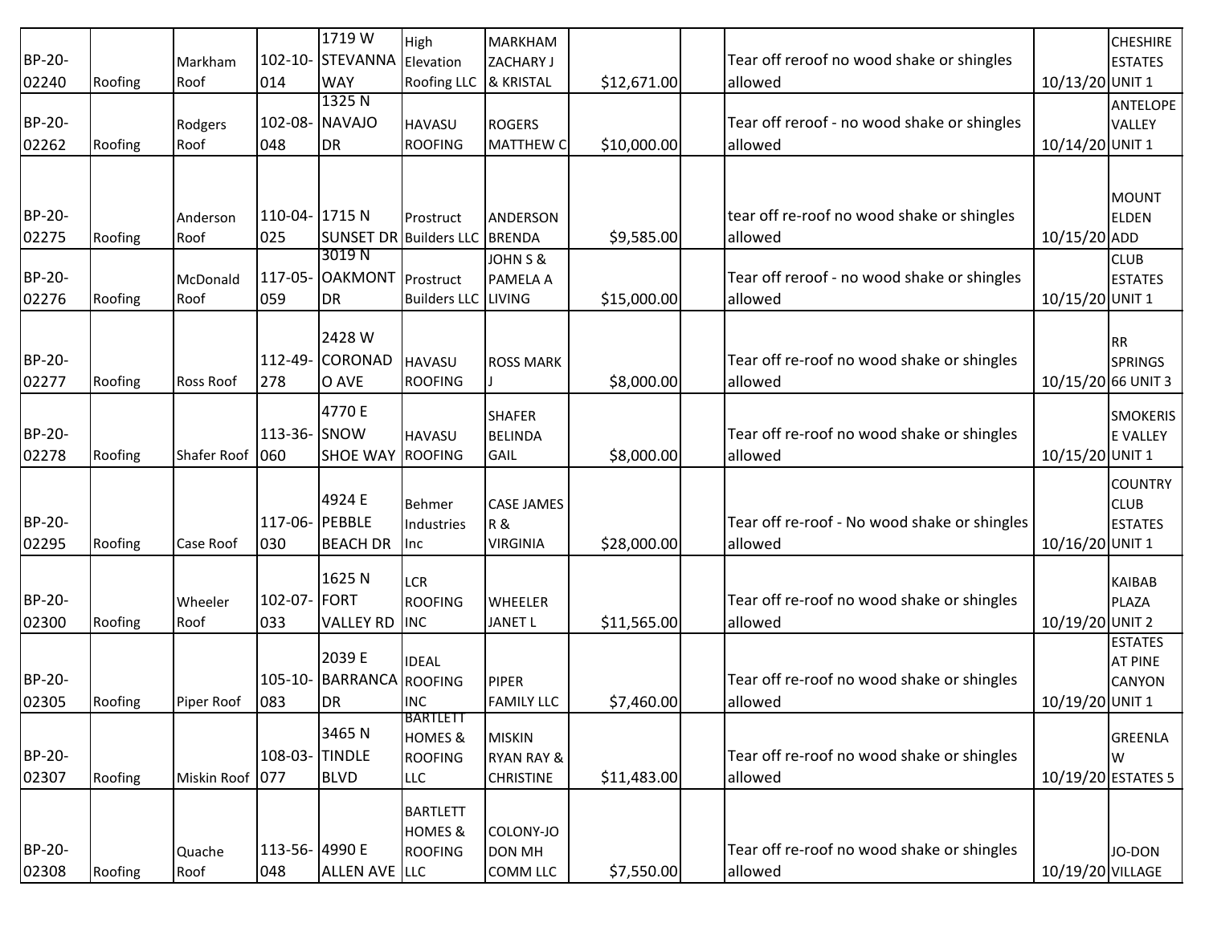| | | | | | | | | | | | |
|---|---|---|---|---|---|---|---|---|---|---|---|
| BP-20-02240 | Roofing | Markham Roof | 102-10-014 | 1719 W STEVANNA WAY | High Elevation Roofing LLC | MARKHAM ZACHARY J & KRISTAL | $12,671.00 | | Tear off reroof no wood shake or shingles allowed | 10/13/20 | CHESHIRE ESTATES UNIT 1 |
| BP-20-02262 | Roofing | Rodgers Roof | 102-08-048 | 1325 N NAVAJO DR | HAVASU ROOFING | ROGERS MATTHEW C | $10,000.00 | | Tear off reroof - no wood shake or shingles allowed | 10/14/20 | ANTELOPE VALLEY UNIT 1 |
| BP-20-02275 | Roofing | Anderson Roof | 110-04-025 | 1715 N SUNSET DR | Prostruct Builders LLC | ANDERSON BRENDA | $9,585.00 | | tear off re-roof no wood shake or shingles allowed | 10/15/20 | MOUNT ELDEN ADD |
| BP-20-02276 | Roofing | McDonald Roof | 117-05-059 | 3019 N OAKMONT DR | Prostruct Builders LLC | JOHN S & PAMELA A LIVING | $15,000.00 | | Tear off reroof - no wood shake or shingles allowed | 10/15/20 | CLUB ESTATES UNIT 1 |
| BP-20-02277 | Roofing | Ross Roof | 112-49-278 | 2428 W CORONADO AVE | HAVASU ROOFING | ROSS MARK J | $8,000.00 | | Tear off re-roof no wood shake or shingles allowed | 10/15/20 | RR SPRINGS 66 UNIT 3 |
| BP-20-02278 | Roofing | Shafer Roof | 113-36-060 | 4770 E SNOW SHOE WAY | HAVASU ROOFING | SHAFER BELINDA GAIL | $8,000.00 | | Tear off re-roof no wood shake or shingles allowed | 10/15/20 | SMOKERISE VALLEY UNIT 1 |
| BP-20-02295 | Roofing | Case Roof | 117-06-030 | 4924 E PEBBLE BEACH DR | Behmer Industries Inc | CASE JAMES R & VIRGINIA | $28,000.00 | | Tear off re-roof - No wood shake or shingles allowed | 10/16/20 | COUNTRY CLUB ESTATES UNIT 1 |
| BP-20-02300 | Roofing | Wheeler Roof | 102-07-033 | 1625 N FORT VALLEY RD | LCR ROOFING INC | WHEELER JANET L | $11,565.00 | | Tear off re-roof no wood shake or shingles allowed | 10/19/20 | KAIBAB PLAZA UNIT 2 |
| BP-20-02305 | Roofing | Piper Roof | 105-10-083 | 2039 E BARRANCA DR | IDEAL ROOFING INC | PIPER FAMILY LLC | $7,460.00 | | Tear off re-roof no wood shake or shingles allowed | 10/19/20 | ESTATES AT PINE CANYON UNIT 1 |
| BP-20-02307 | Roofing | Miskin Roof | 108-03-077 | 3465 N TINDLE BLVD | BARTLETT HOMES & ROOFING LLC | MISKIN RYAN RAY & CHRISTINE | $11,483.00 | | Tear off re-roof no wood shake or shingles allowed | 10/19/20 | GREENLAW ESTATES 5 |
| BP-20-02308 | Roofing | Quache Roof | 113-56-048 | 4990 E ALLEN AVE | BARTLETT HOMES & ROOFING LLC | COLONY-JO DON MH COMM LLC | $7,550.00 | | Tear off re-roof no wood shake or shingles allowed | 10/19/20 | JO-DON VILLAGE |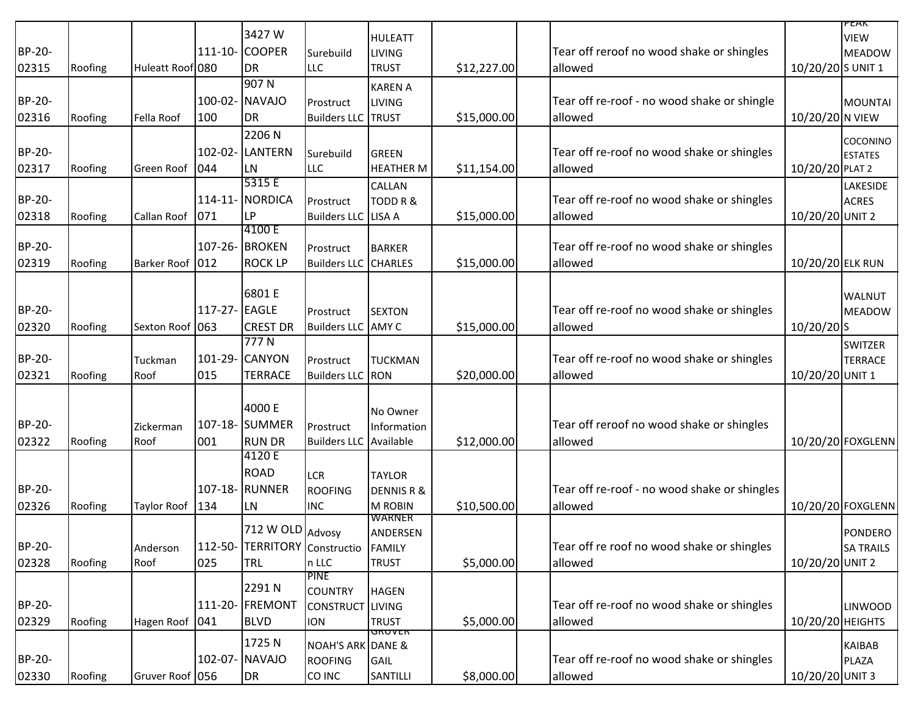| | | | | | | | | | | | |
|---|---|---|---|---|---|---|---|---|---|---|---|
| BP-20-02315 | Roofing | Huleatt Roof | 111-10-080 | 3427 W COOPER DR | Surebuild LLC | HULEATT LIVING TRUST | $12,227.00 | | Tear off reroof no wood shake or shingles allowed | 10/20/20 | PEAK VIEW MEADOWS UNIT 1 |
| BP-20-02316 | Roofing | Fella Roof | 100-02-100 | 907 N NAVAJO DR | Prostruct Builders LLC | KAREN A LIVING TRUST | $15,000.00 | | Tear off re-roof - no wood shake or shingle allowed | 10/20/20 | MOUNTAIN VIEW |
| BP-20-02317 | Roofing | Green Roof | 102-02-044 | 2206 N LANTERN LN | Surebuild LLC | GREEN HEATHER M | $11,154.00 | | Tear off re-roof no wood shake or shingles allowed | 10/20/20 | COCONINO ESTATES PLAT 2 |
| BP-20-02318 | Roofing | Callan Roof | 114-11-071 | 5315 E NORDICA LP | Prostruct Builders LLC | CALLAN TODD R & LISA A | $15,000.00 | | Tear off re-roof no wood shake or shingles allowed | 10/20/20 | LAKESIDE ACRES UNIT 2 |
| BP-20-02319 | Roofing | Barker Roof | 107-26-012 | 4100 E BROKEN ROCK LP | Prostruct Builders LLC | BARKER CHARLES | $15,000.00 | | Tear off re-roof no wood shake or shingles allowed | 10/20/20 | ELK RUN |
| BP-20-02320 | Roofing | Sexton Roof | 117-27-063 | 6801 E EAGLE CREST DR | Prostruct Builders LLC | SEXTON AMY C | $15,000.00 | | Tear off re-roof no wood shake or shingles allowed | 10/20/20 | WALNUT MEADOWS |
| BP-20-02321 | Roofing | Tuckman Roof | 101-29-015 | 777 N CANYON TERRACE | Prostruct Builders LLC | TUCKMAN RON | $20,000.00 | | Tear off re-roof no wood shake or shingles allowed | 10/20/20 | SWITZER TERRACE UNIT 1 |
| BP-20-02322 | Roofing | Zickerman Roof | 107-18-001 | 4000 E SUMMER RUN DR | Prostruct Builders LLC | No Owner Information Available | $12,000.00 | | Tear off reroof no wood shake or shingles allowed | 10/20/20 | FOXGLENN |
| BP-20-02326 | Roofing | Taylor Roof | 107-18-134 | 4120 E ROAD RUNNER LN | LCR ROOFING INC | TAYLOR DENNIS R & M ROBIN | $10,500.00 | | Tear off re-roof - no wood shake or shingles allowed | 10/20/20 | FOXGLENN |
| BP-20-02328 | Roofing | Anderson Roof | 112-50-025 | 712 W OLD TERRITORY TRL | Advosy Construction LLC | WARNER ANDERSEN FAMILY TRUST | $5,000.00 | | Tear off re roof no wood shake or shingles allowed | 10/20/20 | PONDEROSA TRAILS UNIT 2 |
| BP-20-02329 | Roofing | Hagen Roof | 111-20-041 | 2291 N FREMONT BLVD | PINE COUNTRY CONSTRUCTION | HAGEN LIVING TRUST | $5,000.00 | | Tear off re-roof no wood shake or shingles allowed | 10/20/20 | LINWOOD HEIGHTS |
| BP-20-02330 | Roofing | Gruver Roof | 102-07-056 | 1725 N NAVAJO DR | NOAH'S ARK ROOFING CO INC | GRUVER DANE & GAIL SANTILLI | $8,000.00 | | Tear off re-roof no wood shake or shingles allowed | 10/20/20 | KAIBAB PLAZA UNIT 3 |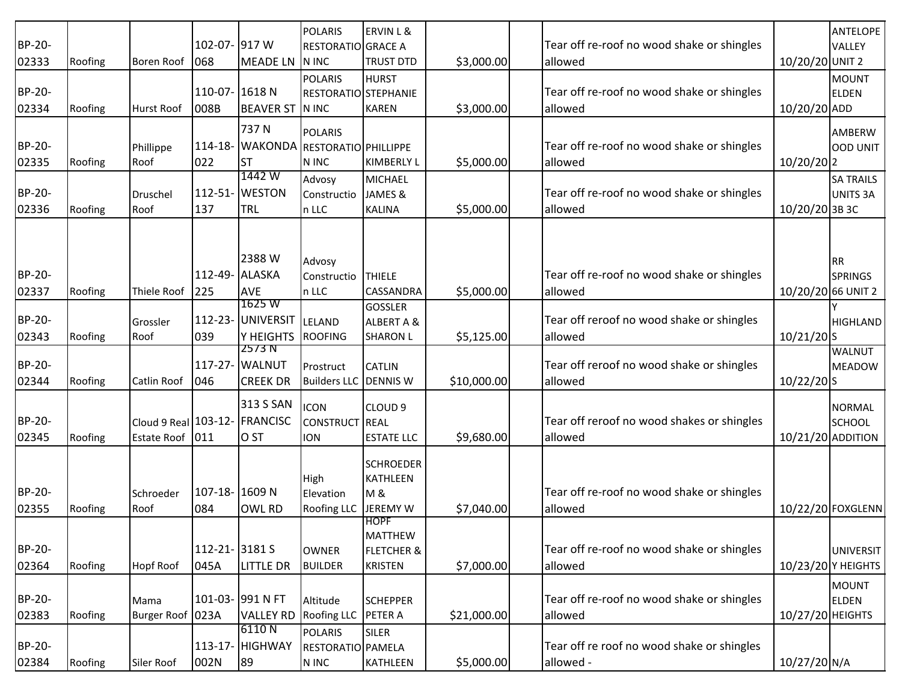| | | | | | | | | | | | |
|---|---|---|---|---|---|---|---|---|---|---|---|
| BP-20-02333 | Roofing | Boren Roof | 102-07-068 | 917 W MEADE LN | POLARIS RESTORATION INC | ERVIN L & GRACE A TRUST DTD | $3,000.00 | | Tear off re-roof no wood shake or shingles allowed | 10/20/20 | ANTELOPE VALLEY UNIT 2 |
| BP-20-02334 | Roofing | Hurst Roof | 110-07-008B | 1618 N BEAVER ST | POLARIS RESTORATION INC | HURST STEPHANIE KAREN | $3,000.00 | | Tear off re-roof no wood shake or shingles allowed | 10/20/20 | MOUNT ELDEN ADD |
| BP-20-02335 | Roofing | Phillippe Roof | 114-18-022 | 737 N WAKONDA ST | POLARIS RESTORATION INC | PHILLIPPE KIMBERLY L | $5,000.00 | | Tear off re-roof no wood shake or shingles allowed | 10/20/20 | AMBERWOOD UNIT 2 |
| BP-20-02336 | Roofing | Druschel Roof | 112-51-137 | 1442 W WESTON TRL | Advosy Construction LLC | MICHAEL JAMES & KALINA | $5,000.00 | | Tear off re-roof no wood shake or shingles allowed | 10/20/20 | SA TRAILS UNITS 3A 3B 3C |
| BP-20-02337 | Roofing | Thiele Roof | 112-49-225 | 2388 W ALASKA AVE | Advosy Construction LLC | THIELE CASSANDRA | $5,000.00 | | Tear off re-roof no wood shake or shingles allowed | 10/20/20 | RR SPRINGS 66 UNIT 2 |
| BP-20-02343 | Roofing | Grossler Roof | 112-23-039 | 1625 W UNIVERSITY HEIGHTS | LELAND ROOFING | GOSSLER ALBERT A & SHARON L | $5,125.00 | | Tear off reroof no wood shake or shingles allowed | 10/21/20 | Y HIGHLANDS |
| BP-20-02344 | Roofing | Catlin Roof | 117-27-046 | 2573 N WALNUT CREEK DR | Prostruct Builders LLC | CATLIN DENNIS W | $10,000.00 | | Tear off reroof no wood shake or shingles allowed | 10/22/20 | WALNUT MEADOWS |
| BP-20-02345 | Roofing | Cloud 9 Real Estate Roof | 103-12-011 | 313 S SAN FRANCISCO ST | ICON CONSTRUCTION | CLOUD 9 REAL ESTATE LLC | $9,680.00 | | Tear off reroof no wood shakes or shingles allowed | 10/21/20 | NORMAL SCHOOL ADDITION |
| BP-20-02355 | Roofing | Schroeder Roof | 107-18-084 | 1609 N OWL RD | High Elevation Roofing LLC | SCHROEDER KATHLEEN M & JEREMY W | $7,040.00 | | Tear off re-roof no wood shake or shingles allowed | 10/22/20 | FOXGLENN |
| BP-20-02364 | Roofing | Hopf Roof | 112-21-045A | 3181 S LITTLE DR | OWNER BUILDER | HOPF MATTHEW FLETCHER & KRISTEN | $7,000.00 | | Tear off re-roof no wood shake or shingles allowed | 10/23/20 | UNIVERSITY HEIGHTS |
| BP-20-02383 | Roofing | Mama Burger Roof | 101-03-023A | 991 N FT VALLEY RD | Altitude Roofing LLC | SCHEPPER PETER A | $21,000.00 | | Tear off re-roof no wood shake or shingles allowed | 10/27/20 | MOUNT ELDEN HEIGHTS |
| BP-20-02384 | Roofing | Siler Roof | 113-17-002N | 6110 N HIGHWAY 89 | POLARIS RESTORATION INC | SILER PAMELA KATHLEEN | $5,000.00 | | Tear off re roof no wood shake or shingles allowed - | 10/27/20 | N/A |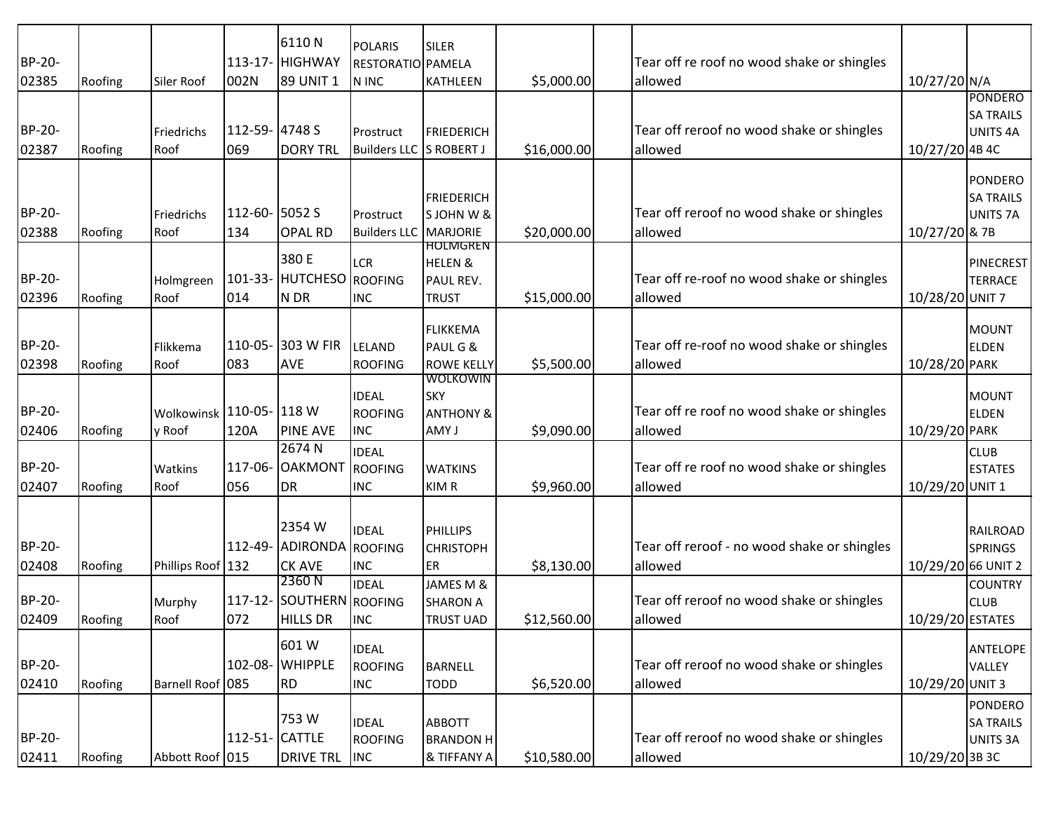| | | | | | | | | | | | |
|---|---|---|---|---|---|---|---|---|---|---|---|
| BP-20-02385 | Roofing | Siler Roof | 113-17-002N | 6110 N HIGHWAY 89 UNIT 1 | POLARIS RESTORATION INC | SILER PAMELA KATHLEEN | $5,000.00 | | Tear off re roof no wood shake or shingles allowed | 10/27/20 | N/A |
| BP-20-02387 | Roofing | Friedrichs Roof | 112-59-069 | 4748 S DORY TRL | Prostruct Builders LLC | FRIEDERICHS ROBERT J | $16,000.00 | | Tear off reroof no wood shake or shingles allowed | 10/27/20 | PONDEROSA TRAILS UNITS 4A 4B 4C |
| BP-20-02388 | Roofing | Friedrichs Roof | 112-60-134 | 5052 S OPAL RD | Prostruct Builders LLC | FRIEDERICHS JOHN W & MARJORIE | $20,000.00 | | Tear off reroof no wood shake or shingles allowed | 10/27/20 | PONDEROSA TRAILS UNITS 7A & 7B |
| BP-20-02396 | Roofing | Holmgreen Roof | 101-33-014 | 380 E HUTCHESON DR | LCR ROOFING INC | HOLMGREN HELEN & PAUL REV. TRUST | $15,000.00 | | Tear off re-roof no wood shake or shingles allowed | 10/28/20 | PINECREST TERRACE UNIT 7 |
| BP-20-02398 | Roofing | Flikkema Roof | 110-05-083 | 303 W FIR AVE | LELAND ROOFING | FLIKKEMA PAUL G & ROWE KELLY | $5,500.00 | | Tear off re-roof no wood shake or shingles allowed | 10/28/20 | MOUNT ELDEN PARK |
| BP-20-02406 | Roofing | Wolkowinsky Roof | 110-05-120A | 118 W PINE AVE | IDEAL ROOFING INC | WOLKOWINSKY ANTHONY & AMY J | $9,090.00 | | Tear off re roof no wood shake or shingles allowed | 10/29/20 | MOUNT ELDEN PARK |
| BP-20-02407 | Roofing | Watkins Roof | 117-06-056 | 2674 N OAKMONT DR | IDEAL ROOFING INC | WATKINS KIM R | $9,960.00 | | Tear off re roof no wood shake or shingles allowed | 10/29/20 | CLUB ESTATES UNIT 1 |
| BP-20-02408 | Roofing | Phillips Roof | 112-49-132 | 2354 W ADIRONDACK AVE | IDEAL ROOFING INC | PHILLIPS CHRISTOPHER | $8,130.00 | | Tear off reroof - no wood shake or shingles allowed | 10/29/20 | RAILROAD SPRINGS 66 UNIT 2 |
| BP-20-02409 | Roofing | Murphy Roof | 117-12-072 | 2360 N SOUTHERN HILLS DR | IDEAL ROOFING INC | JAMES M & SHARON A TRUST UAD | $12,560.00 | | Tear off reroof no wood shake or shingles allowed | 10/29/20 | COUNTRY CLUB ESTATES |
| BP-20-02410 | Roofing | Barnell Roof | 102-08-085 | 601 W WHIPPLE RD | IDEAL ROOFING INC | BARNELL TODD | $6,520.00 | | Tear off reroof no wood shake or shingles allowed | 10/29/20 | ANTELOPE VALLEY UNIT 3 |
| BP-20-02411 | Roofing | Abbott Roof | 112-51-015 | 753 W CATTLE DRIVE TRL | IDEAL ROOFING INC | ABBOTT BRANDON H & TIFFANY A | $10,580.00 | | Tear off reroof no wood shake or shingles allowed | 10/29/20 | PONDEROSA TRAILS UNITS 3A 3B 3C |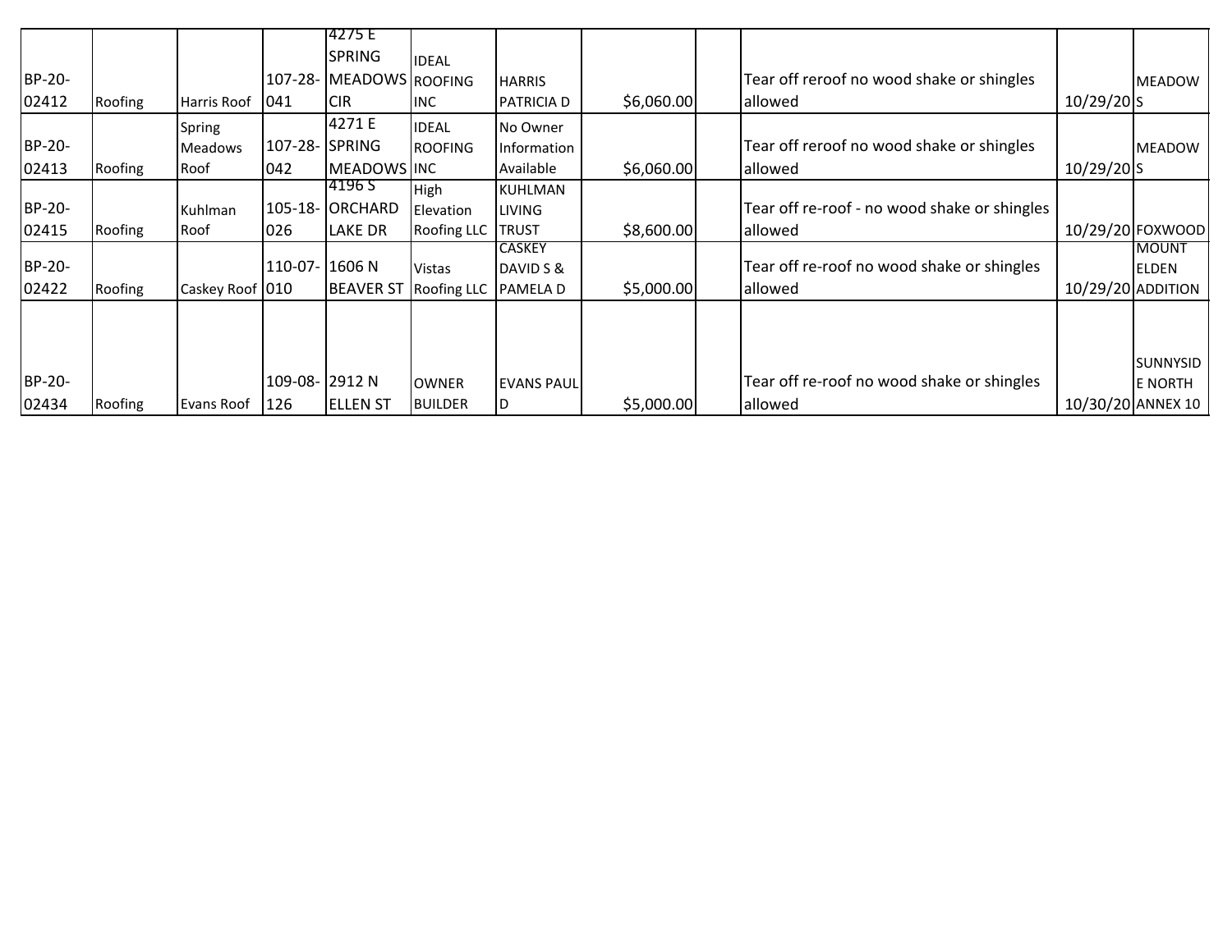| | | | | | | | | | | | |
|---|---|---|---|---|---|---|---|---|---|---|---|
| BP-20-02412 | Roofing | Harris Roof | 107-28-041 | 4275 E SPRING MEADOWS CIR | IDEAL ROOFING INC | HARRIS PATRICIA D | $6,060.00 | | Tear off reroof no wood shake or shingles allowed | 10/29/20 | MEADOWS |
| BP-20-02413 | Roofing | Spring Meadows Roof | 107-28-042 | 4271 E SPRING MEADOWS | IDEAL ROOFING INC | No Owner Information Available | $6,060.00 | | Tear off reroof no wood shake or shingles allowed | 10/29/20 | MEADOWS |
| BP-20-02415 | Roofing | Kuhlman Roof | 105-18-026 | 4196 S ORCHARD LAKE DR | High Elevation Roofing LLC | KUHLMAN LIVING TRUST | $8,600.00 | | Tear off re-roof - no wood shake or shingles allowed | 10/29/20 | FOXWOOD |
| BP-20-02422 | Roofing | Caskey Roof | 110-07-010 | 1606 N BEAVER ST | Vistas Roofing LLC | CASKEY DAVID S & PAMELA D | $5,000.00 | | Tear off re-roof no wood shake or shingles allowed | 10/29/20 | MOUNT ELDEN ADDITION |
| BP-20-02434 | Roofing | Evans Roof | 109-08-126 | 2912 N ELLEN ST | OWNER BUILDER | EVANS PAUL D | $5,000.00 | | Tear off re-roof no wood shake or shingles allowed | 10/30/20 | SUNNYSIDE NORTH ANNEX 10 |